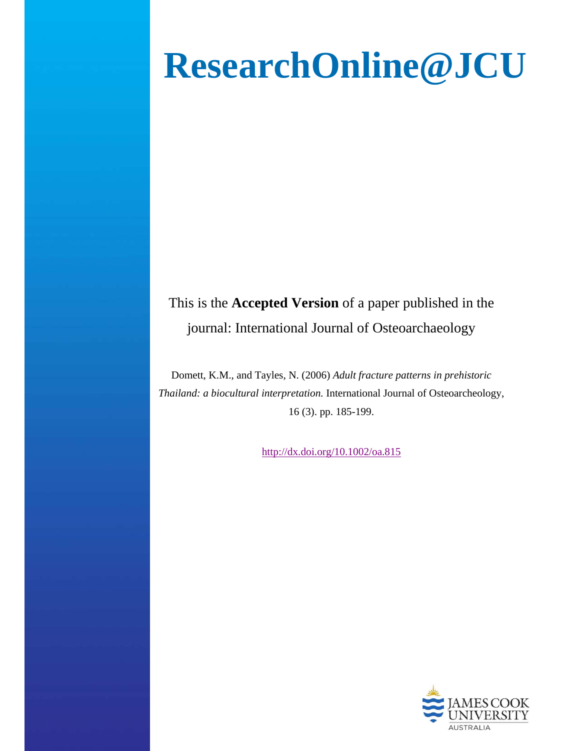# ResearchOnline@JCU

This is the **Accepted Version** of a paper published in the journal: International Journal of Osteoarchaeology

Domett, K.M., and Tayles, N. (2006) *Adult fracture patterns in prehistoric Thailand: a biocultural interpretation.* International Journal of Osteoarcheology, 16 (3). pp. 185-199.

http://dx.doi.org/10.1002/oa.815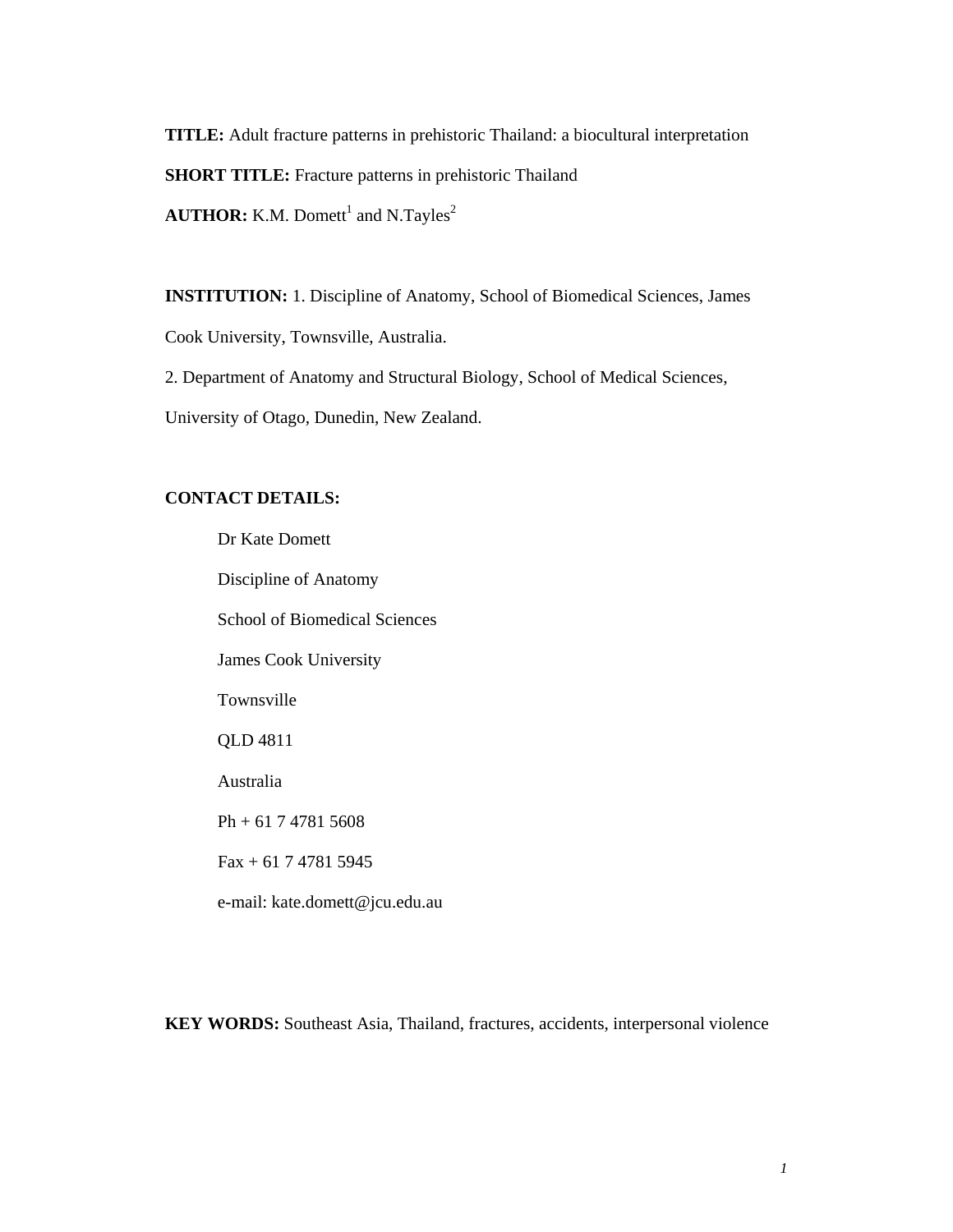**TITLE:** Adult fracture patterns in prehistoric Thailand: a biocultural interpretation

**SHORT TITLE:** Fracture patterns in prehistoric Thailand

**AUTHOR:** K.M. Domett[1] and N.Tayles[2]

**INSTITUTION:** 1. Discipline of Anatomy, School of Biomedical Sciences, James Cook University, Townsville, Australia.

2. Department of Anatomy and Structural Biology, School of Medical Sciences, University of Otago, Dunedin, New Zealand.

**CONTACT DETAILS:**

Dr Kate Domett

Discipline of Anatomy

School of Biomedical Sciences

James Cook University

Townsville

QLD 4811

Australia

Ph + 61 7 4781 5608

Fax + 61 7 4781 5945

e-mail: kate.domett@jcu.edu.au

**KEY WORDS:** Southeast Asia, Thailand, fractures, accidents, interpersonal violence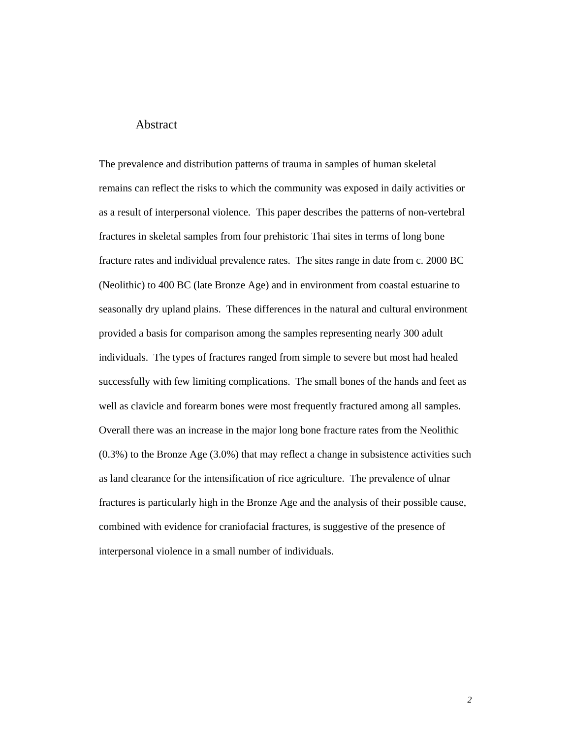## Abstract

The prevalence and distribution patterns of trauma in samples of human skeletal remains can reflect the risks to which the community was exposed in daily activities or as a result of interpersonal violence. This paper describes the patterns of non-vertebral fractures in skeletal samples from four prehistoric Thai sites in terms of long bone fracture rates and individual prevalence rates. The sites range in date from c. 2000 BC (Neolithic) to 400 BC (late Bronze Age) and in environment from coastal estuarine to seasonally dry upland plains. These differences in the natural and cultural environment provided a basis for comparison among the samples representing nearly 300 adult individuals. The types of fractures ranged from simple to severe but most had healed successfully with few limiting complications. The small bones of the hands and feet as well as clavicle and forearm bones were most frequently fractured among all samples. Overall there was an increase in the major long bone fracture rates from the Neolithic (0.3%) to the Bronze Age (3.0%) that may reflect a change in subsistence activities such as land clearance for the intensification of rice agriculture. The prevalence of ulnar fractures is particularly high in the Bronze Age and the analysis of their possible cause, combined with evidence for craniofacial fractures, is suggestive of the presence of interpersonal violence in a small number of individuals.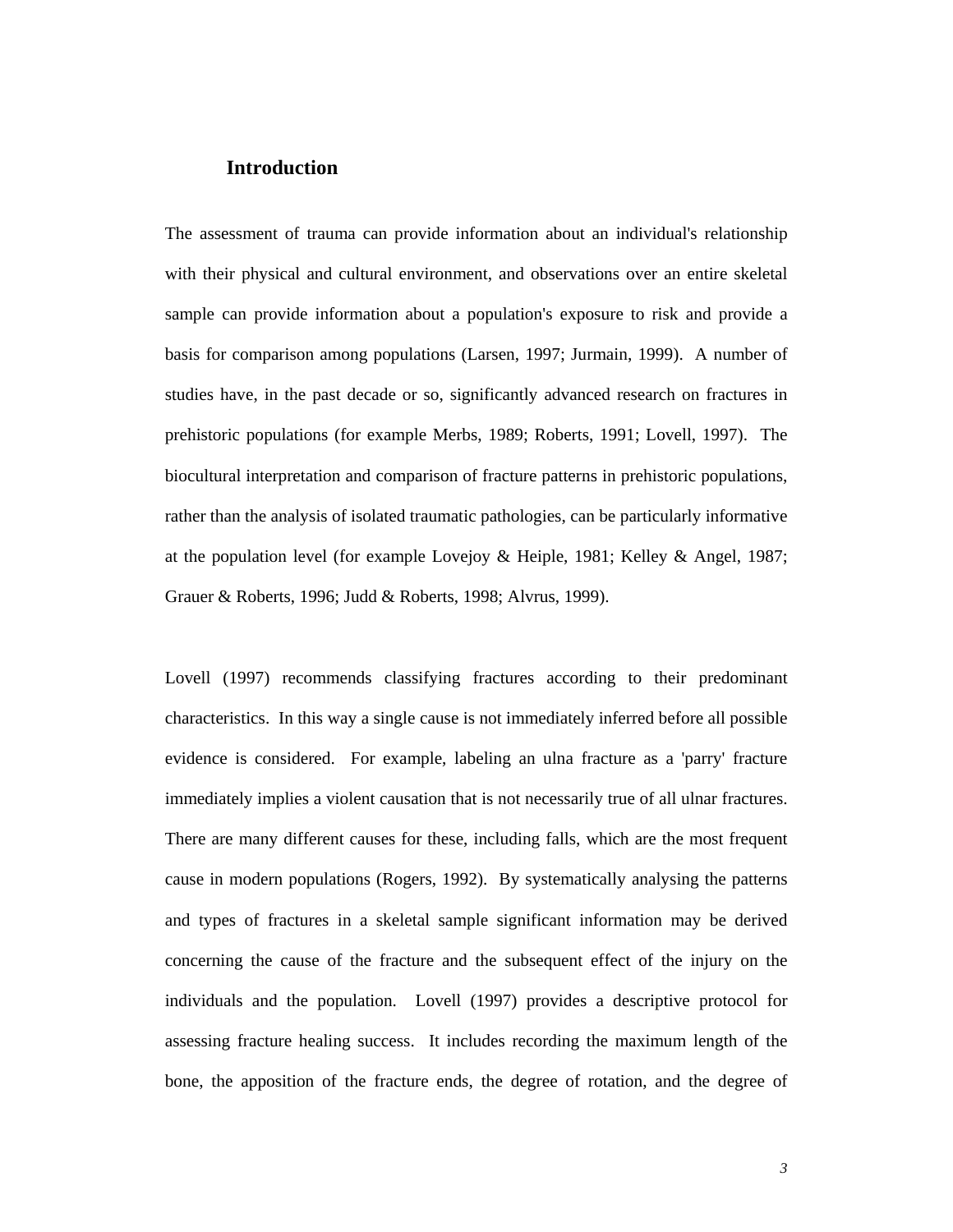## Introduction

The assessment of trauma can provide information about an individual's relationship with their physical and cultural environment, and observations over an entire skeletal sample can provide information about a population's exposure to risk and provide a basis for comparison among populations (Larsen, 1997; Jurmain, 1999). A number of studies have, in the past decade or so, significantly advanced research on fractures in prehistoric populations (for example Merbs, 1989; Roberts, 1991; Lovell, 1997). The biocultural interpretation and comparison of fracture patterns in prehistoric populations, rather than the analysis of isolated traumatic pathologies, can be particularly informative at the population level (for example Lovejoy & Heiple, 1981; Kelley & Angel, 1987; Grauer & Roberts, 1996; Judd & Roberts, 1998; Alvrus, 1999).

Lovell (1997) recommends classifying fractures according to their predominant characteristics. In this way a single cause is not immediately inferred before all possible evidence is considered. For example, labeling an ulna fracture as a 'parry' fracture immediately implies a violent causation that is not necessarily true of all ulnar fractures. There are many different causes for these, including falls, which are the most frequent cause in modern populations (Rogers, 1992). By systematically analysing the patterns and types of fractures in a skeletal sample significant information may be derived concerning the cause of the fracture and the subsequent effect of the injury on the individuals and the population. Lovell (1997) provides a descriptive protocol for assessing fracture healing success. It includes recording the maximum length of the bone, the apposition of the fracture ends, the degree of rotation, and the degree of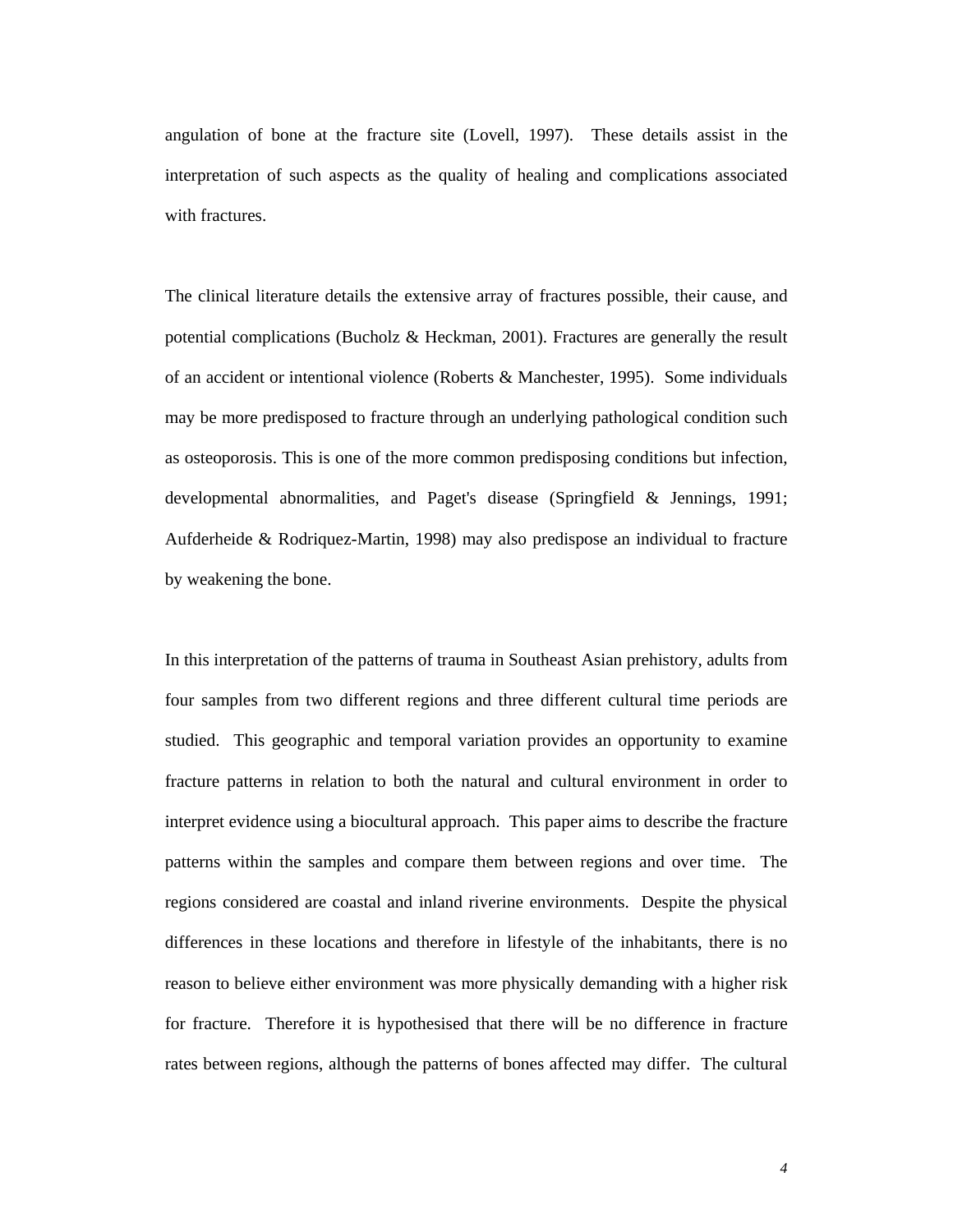angulation of bone at the fracture site (Lovell, 1997). These details assist in the interpretation of such aspects as the quality of healing and complications associated with fractures.

The clinical literature details the extensive array of fractures possible, their cause, and potential complications (Bucholz & Heckman, 2001). Fractures are generally the result of an accident or intentional violence (Roberts & Manchester, 1995). Some individuals may be more predisposed to fracture through an underlying pathological condition such as osteoporosis. This is one of the more common predisposing conditions but infection, developmental abnormalities, and Paget's disease (Springfield & Jennings, 1991; Aufderheide & Rodriquez-Martin, 1998) may also predispose an individual to fracture by weakening the bone.

In this interpretation of the patterns of trauma in Southeast Asian prehistory, adults from four samples from two different regions and three different cultural time periods are studied. This geographic and temporal variation provides an opportunity to examine fracture patterns in relation to both the natural and cultural environment in order to interpret evidence using a biocultural approach. This paper aims to describe the fracture patterns within the samples and compare them between regions and over time. The regions considered are coastal and inland riverine environments. Despite the physical differences in these locations and therefore in lifestyle of the inhabitants, there is no reason to believe either environment was more physically demanding with a higher risk for fracture. Therefore it is hypothesised that there will be no difference in fracture rates between regions, although the patterns of bones affected may differ. The cultural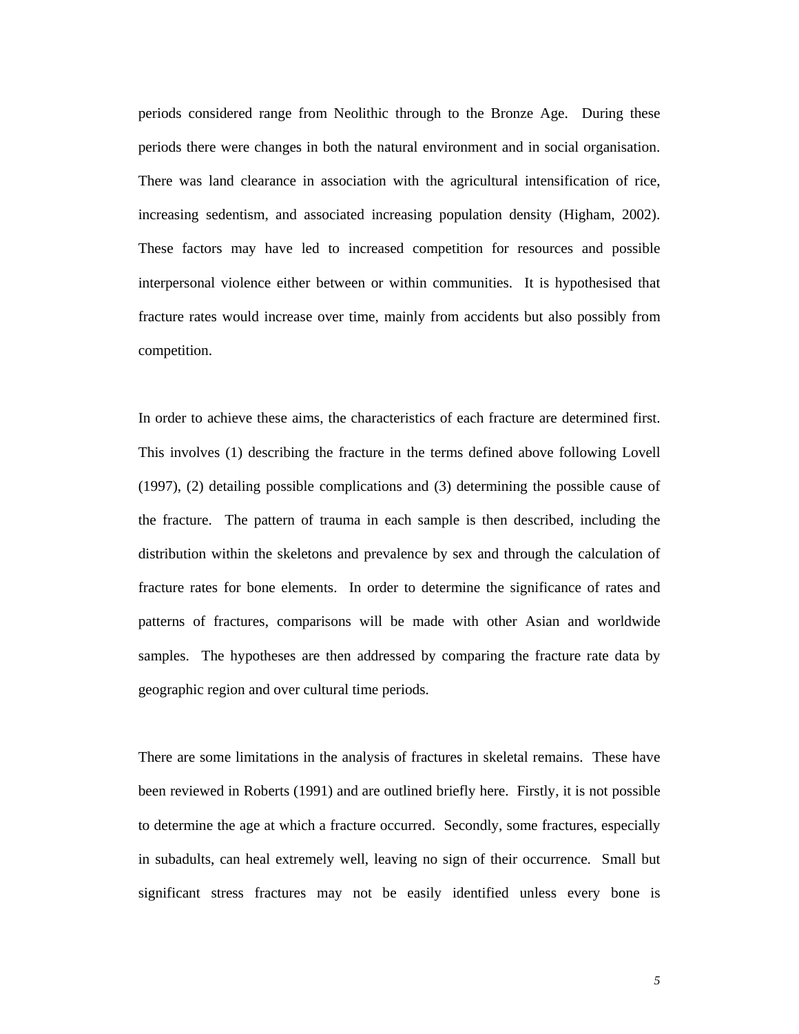periods considered range from Neolithic through to the Bronze Age. During these periods there were changes in both the natural environment and in social organisation. There was land clearance in association with the agricultural intensification of rice, increasing sedentism, and associated increasing population density (Higham, 2002). These factors may have led to increased competition for resources and possible interpersonal violence either between or within communities. It is hypothesised that fracture rates would increase over time, mainly from accidents but also possibly from competition.

In order to achieve these aims, the characteristics of each fracture are determined first. This involves (1) describing the fracture in the terms defined above following Lovell (1997), (2) detailing possible complications and (3) determining the possible cause of the fracture. The pattern of trauma in each sample is then described, including the distribution within the skeletons and prevalence by sex and through the calculation of fracture rates for bone elements. In order to determine the significance of rates and patterns of fractures, comparisons will be made with other Asian and worldwide samples. The hypotheses are then addressed by comparing the fracture rate data by geographic region and over cultural time periods.

There are some limitations in the analysis of fractures in skeletal remains. These have been reviewed in Roberts (1991) and are outlined briefly here. Firstly, it is not possible to determine the age at which a fracture occurred. Secondly, some fractures, especially in subadults, can heal extremely well, leaving no sign of their occurrence. Small but significant stress fractures may not be easily identified unless every bone is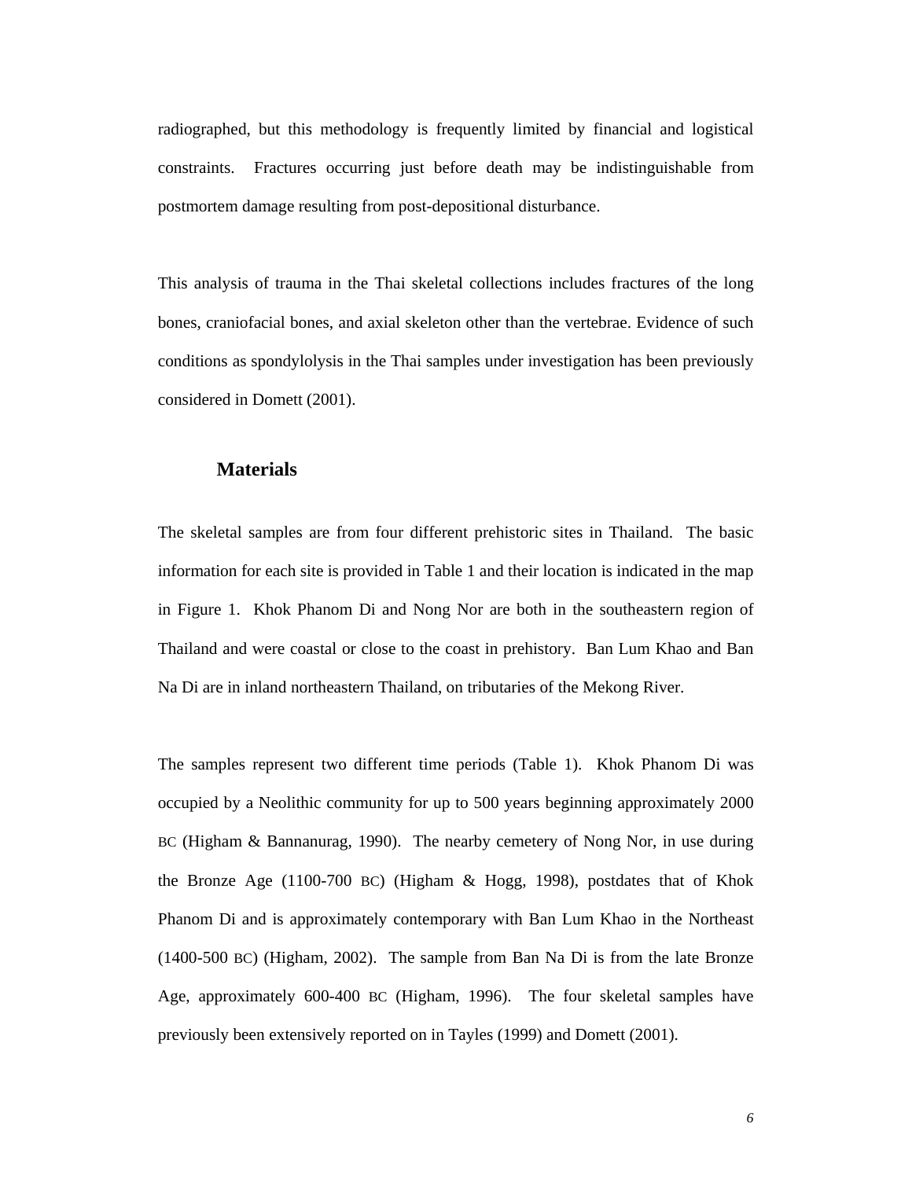radiographed, but this methodology is frequently limited by financial and logistical constraints. Fractures occurring just before death may be indistinguishable from postmortem damage resulting from post-depositional disturbance.

This analysis of trauma in the Thai skeletal collections includes fractures of the long bones, craniofacial bones, and axial skeleton other than the vertebrae. Evidence of such conditions as spondylolysis in the Thai samples under investigation has been previously considered in Domett (2001).

## Materials

The skeletal samples are from four different prehistoric sites in Thailand. The basic information for each site is provided in Table 1 and their location is indicated in the map in Figure 1. Khok Phanom Di and Nong Nor are both in the southeastern region of Thailand and were coastal or close to the coast in prehistory. Ban Lum Khao and Ban Na Di are in inland northeastern Thailand, on tributaries of the Mekong River.

The samples represent two different time periods (Table 1). Khok Phanom Di was occupied by a Neolithic community for up to 500 years beginning approximately 2000 BC (Higham & Bannanurag, 1990). The nearby cemetery of Nong Nor, in use during the Bronze Age (1100-700 BC) (Higham & Hogg, 1998), postdates that of Khok Phanom Di and is approximately contemporary with Ban Lum Khao in the Northeast (1400-500 BC) (Higham, 2002). The sample from Ban Na Di is from the late Bronze Age, approximately 600-400 BC (Higham, 1996). The four skeletal samples have previously been extensively reported on in Tayles (1999) and Domett (2001).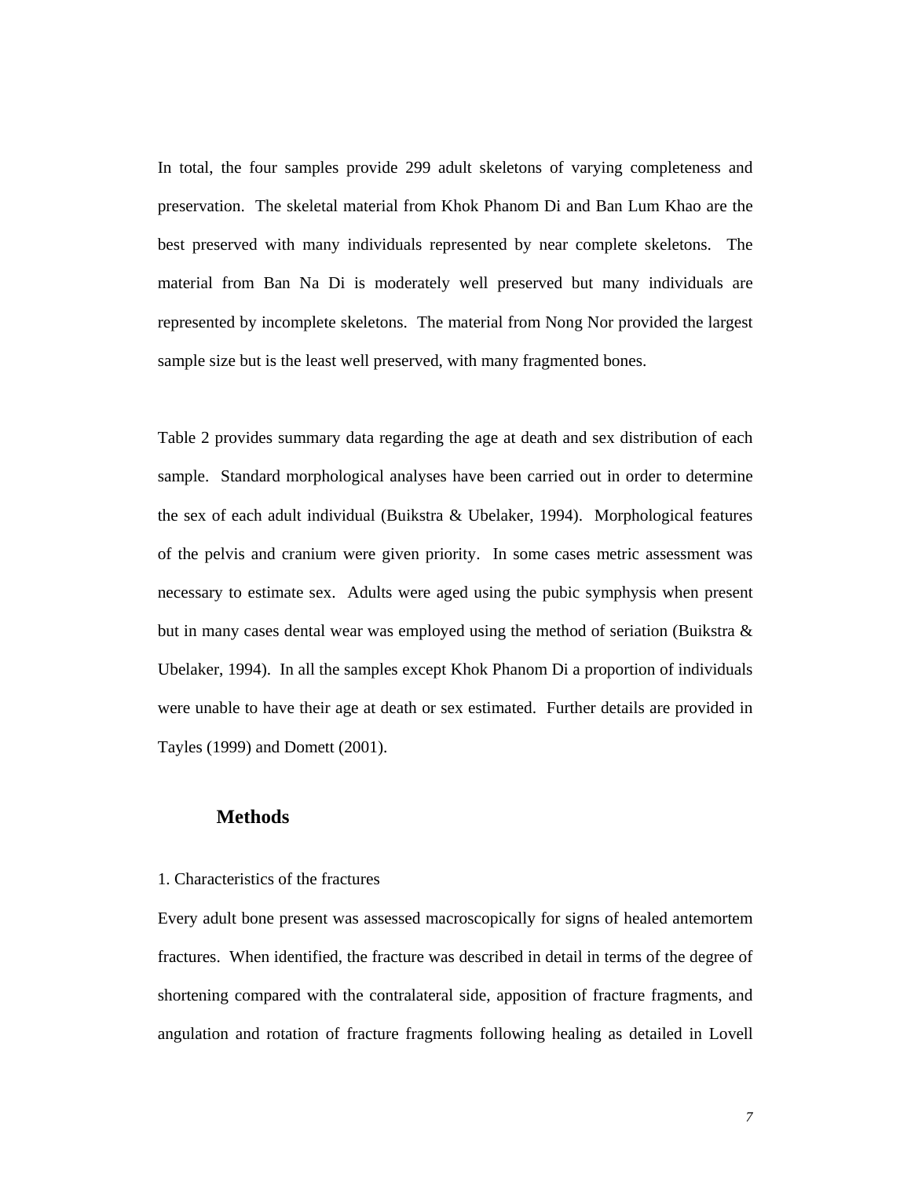In total, the four samples provide 299 adult skeletons of varying completeness and preservation. The skeletal material from Khok Phanom Di and Ban Lum Khao are the best preserved with many individuals represented by near complete skeletons. The material from Ban Na Di is moderately well preserved but many individuals are represented by incomplete skeletons. The material from Nong Nor provided the largest sample size but is the least well preserved, with many fragmented bones.

Table 2 provides summary data regarding the age at death and sex distribution of each sample. Standard morphological analyses have been carried out in order to determine the sex of each adult individual (Buikstra & Ubelaker, 1994). Morphological features of the pelvis and cranium were given priority. In some cases metric assessment was necessary to estimate sex. Adults were aged using the pubic symphysis when present but in many cases dental wear was employed using the method of seriation (Buikstra & Ubelaker, 1994). In all the samples except Khok Phanom Di a proportion of individuals were unable to have their age at death or sex estimated. Further details are provided in Tayles (1999) and Domett (2001).

## Methods

1. Characteristics of the fractures

Every adult bone present was assessed macroscopically for signs of healed antemortem fractures. When identified, the fracture was described in detail in terms of the degree of shortening compared with the contralateral side, apposition of fracture fragments, and angulation and rotation of fracture fragments following healing as detailed in Lovell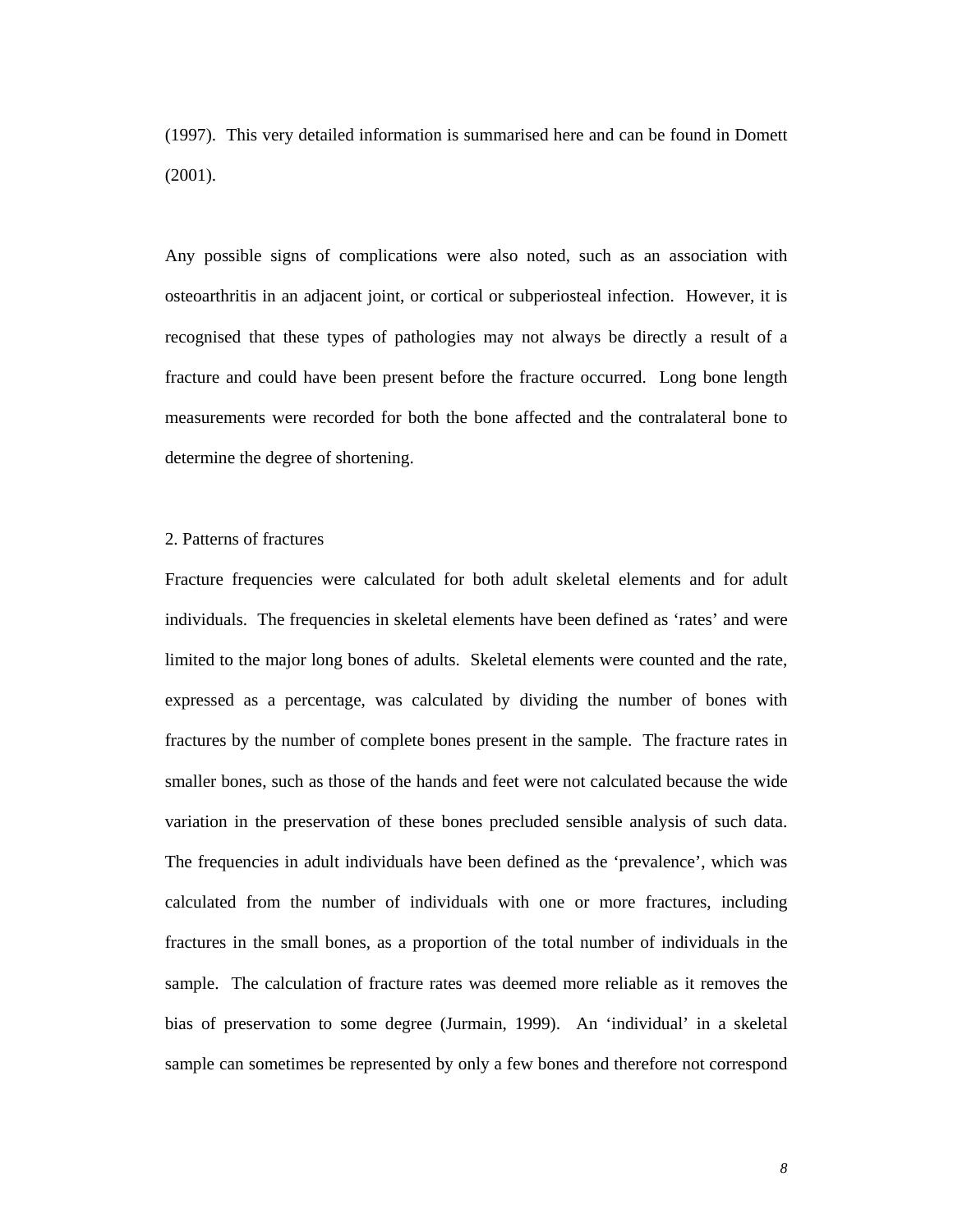(1997). This very detailed information is summarised here and can be found in Domett (2001).

Any possible signs of complications were also noted, such as an association with osteoarthritis in an adjacent joint, or cortical or subperiosteal infection. However, it is recognised that these types of pathologies may not always be directly a result of a fracture and could have been present before the fracture occurred. Long bone length measurements were recorded for both the bone affected and the contralateral bone to determine the degree of shortening.

2. Patterns of fractures

Fracture frequencies were calculated for both adult skeletal elements and for adult individuals. The frequencies in skeletal elements have been defined as 'rates' and were limited to the major long bones of adults. Skeletal elements were counted and the rate, expressed as a percentage, was calculated by dividing the number of bones with fractures by the number of complete bones present in the sample. The fracture rates in smaller bones, such as those of the hands and feet were not calculated because the wide variation in the preservation of these bones precluded sensible analysis of such data. The frequencies in adult individuals have been defined as the 'prevalence', which was calculated from the number of individuals with one or more fractures, including fractures in the small bones, as a proportion of the total number of individuals in the sample. The calculation of fracture rates was deemed more reliable as it removes the bias of preservation to some degree (Jurmain, 1999). An 'individual' in a skeletal sample can sometimes be represented by only a few bones and therefore not correspond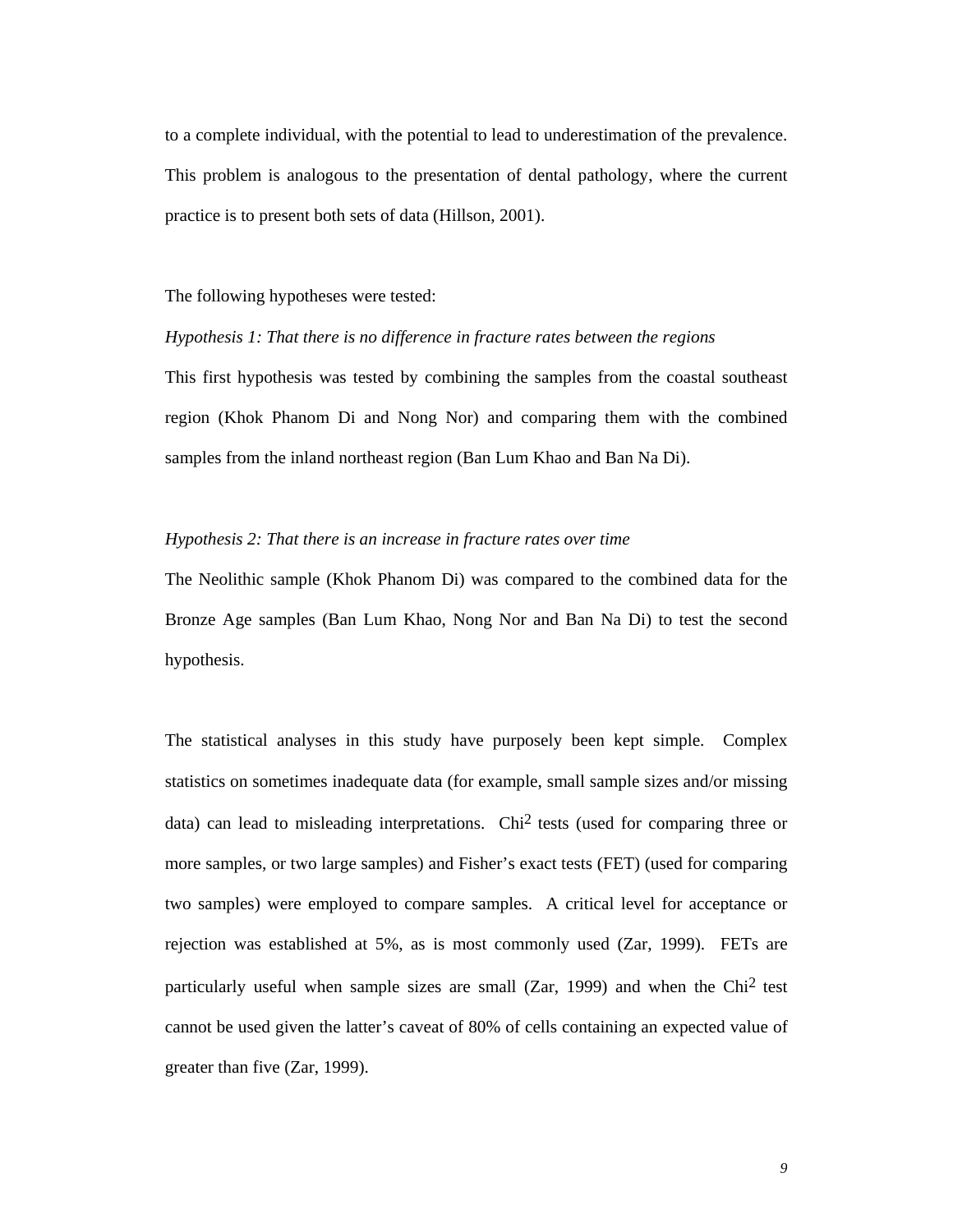to a complete individual, with the potential to lead to underestimation of the prevalence. This problem is analogous to the presentation of dental pathology, where the current practice is to present both sets of data (Hillson, 2001).

The following hypotheses were tested:

*Hypothesis 1: That there is no difference in fracture rates between the regions*

This first hypothesis was tested by combining the samples from the coastal southeast region (Khok Phanom Di and Nong Nor) and comparing them with the combined samples from the inland northeast region (Ban Lum Khao and Ban Na Di).

*Hypothesis 2: That there is an increase in fracture rates over time*

The Neolithic sample (Khok Phanom Di) was compared to the combined data for the Bronze Age samples (Ban Lum Khao, Nong Nor and Ban Na Di) to test the second hypothesis.

The statistical analyses in this study have purposely been kept simple. Complex statistics on sometimes inadequate data (for example, small sample sizes and/or missing data) can lead to misleading interpretations. $\text{Chi}^2$ tests (used for comparing three or more samples, or two large samples) and Fisher's exact tests (FET) (used for comparing two samples) were employed to compare samples. A critical level for acceptance or rejection was established at 5%, as is most commonly used (Zar, 1999). FETs are particularly useful when sample sizes are small (Zar, 1999) and when the $\text{Chi}^2$ test cannot be used given the latter's caveat of 80% of cells containing an expected value of greater than five (Zar, 1999).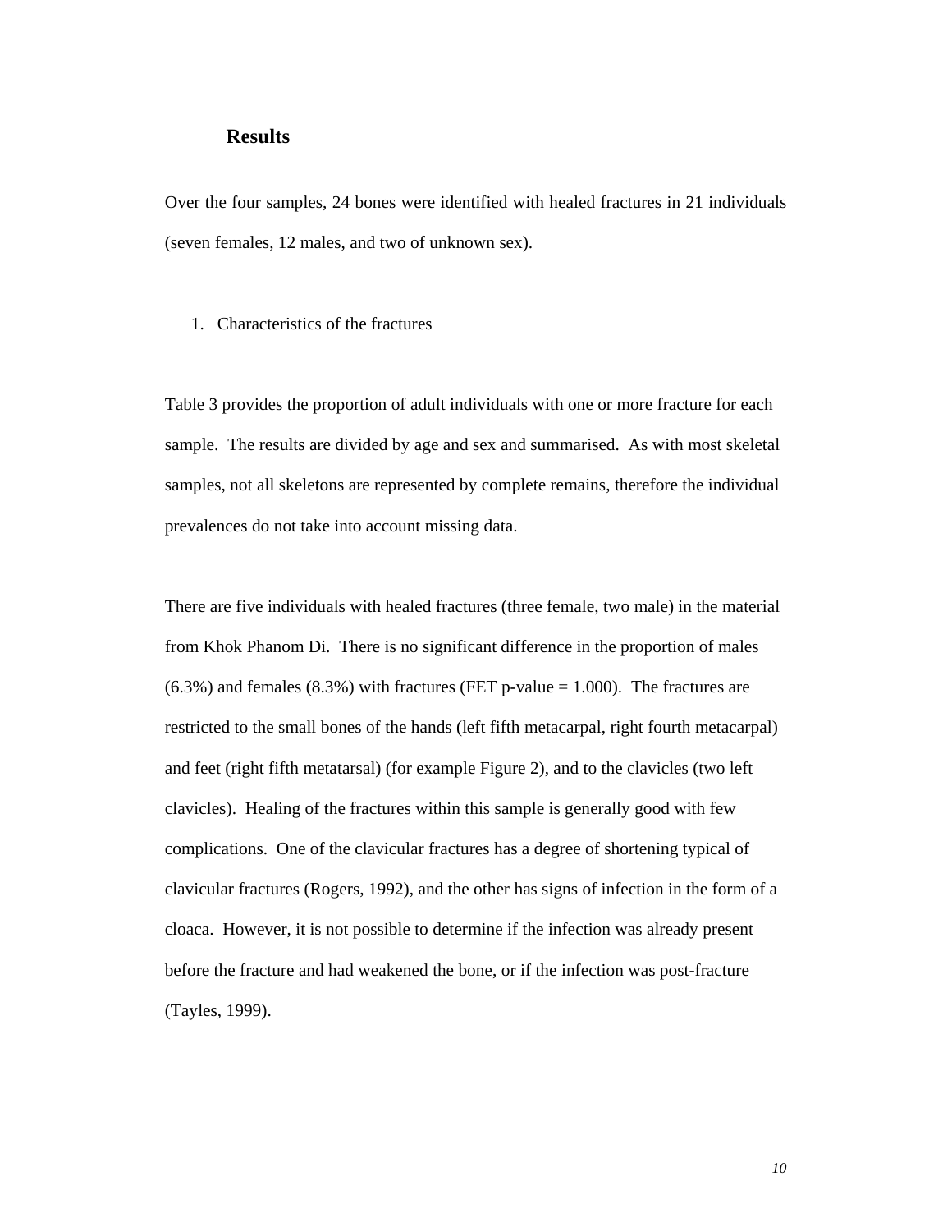## Results

Over the four samples, 24 bones were identified with healed fractures in 21 individuals (seven females, 12 males, and two of unknown sex).

1. Characteristics of the fractures

Table 3 provides the proportion of adult individuals with one or more fracture for each sample. The results are divided by age and sex and summarised. As with most skeletal samples, not all skeletons are represented by complete remains, therefore the individual prevalences do not take into account missing data.

There are five individuals with healed fractures (three female, two male) in the material from Khok Phanom Di. There is no significant difference in the proportion of males (6.3%) and females (8.3%) with fractures (FET p-value = 1.000). The fractures are restricted to the small bones of the hands (left fifth metacarpal, right fourth metacarpal) and feet (right fifth metatarsal) (for example Figure 2), and to the clavicles (two left clavicles). Healing of the fractures within this sample is generally good with few complications. One of the clavicular fractures has a degree of shortening typical of clavicular fractures (Rogers, 1992), and the other has signs of infection in the form of a cloaca. However, it is not possible to determine if the infection was already present before the fracture and had weakened the bone, or if the infection was post-fracture (Tayles, 1999).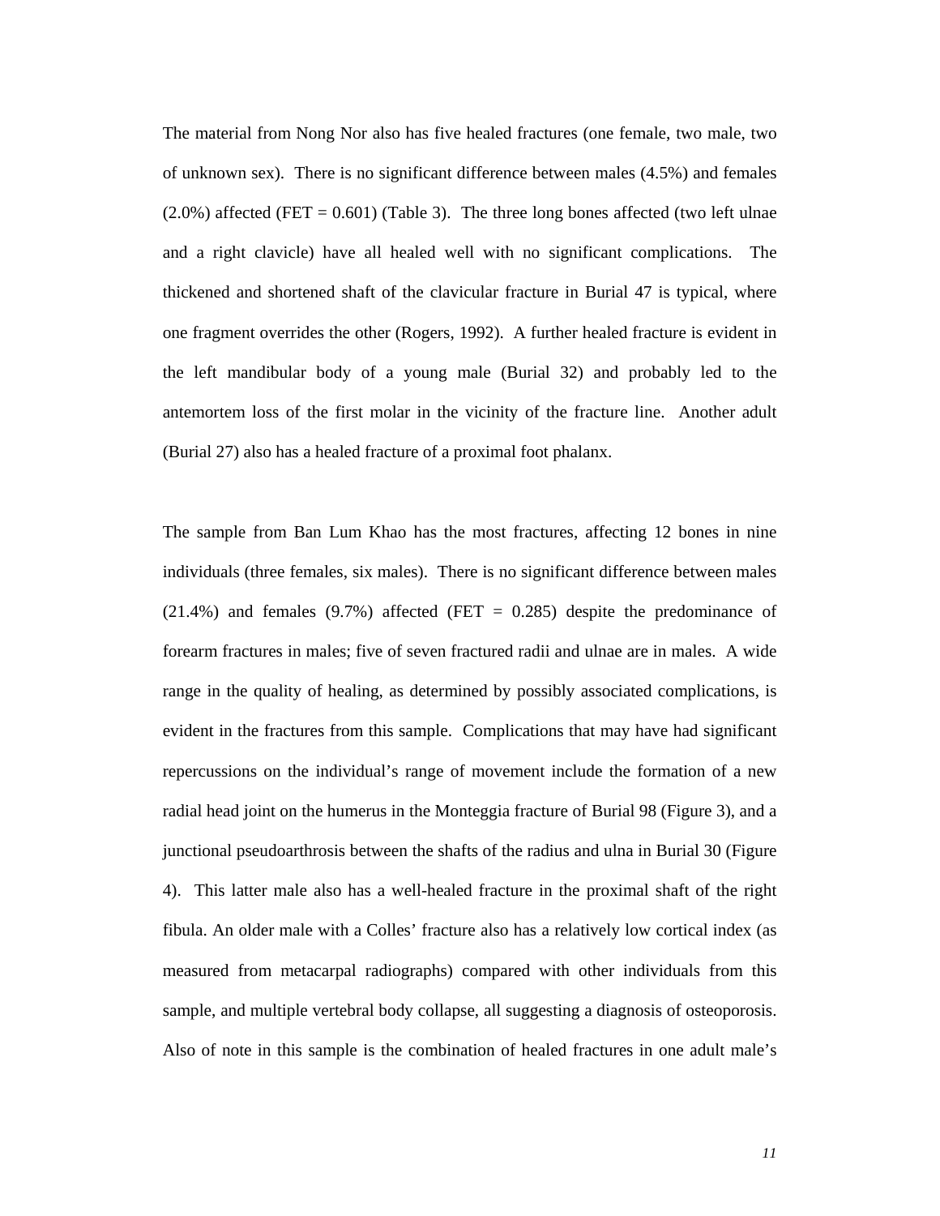The material from Nong Nor also has five healed fractures (one female, two male, two of unknown sex). There is no significant difference between males (4.5%) and females (2.0%) affected (FET = 0.601) (Table 3). The three long bones affected (two left ulnae and a right clavicle) have all healed well with no significant complications. The thickened and shortened shaft of the clavicular fracture in Burial 47 is typical, where one fragment overrides the other (Rogers, 1992). A further healed fracture is evident in the left mandibular body of a young male (Burial 32) and probably led to the antemortem loss of the first molar in the vicinity of the fracture line. Another adult (Burial 27) also has a healed fracture of a proximal foot phalanx.

The sample from Ban Lum Khao has the most fractures, affecting 12 bones in nine individuals (three females, six males). There is no significant difference between males (21.4%) and females (9.7%) affected (FET = 0.285) despite the predominance of forearm fractures in males; five of seven fractured radii and ulnae are in males. A wide range in the quality of healing, as determined by possibly associated complications, is evident in the fractures from this sample. Complications that may have had significant repercussions on the individual's range of movement include the formation of a new radial head joint on the humerus in the Monteggia fracture of Burial 98 (Figure 3), and a junctional pseudoarthrosis between the shafts of the radius and ulna in Burial 30 (Figure 4). This latter male also has a well-healed fracture in the proximal shaft of the right fibula. An older male with a Colles' fracture also has a relatively low cortical index (as measured from metacarpal radiographs) compared with other individuals from this sample, and multiple vertebral body collapse, all suggesting a diagnosis of osteoporosis. Also of note in this sample is the combination of healed fractures in one adult male's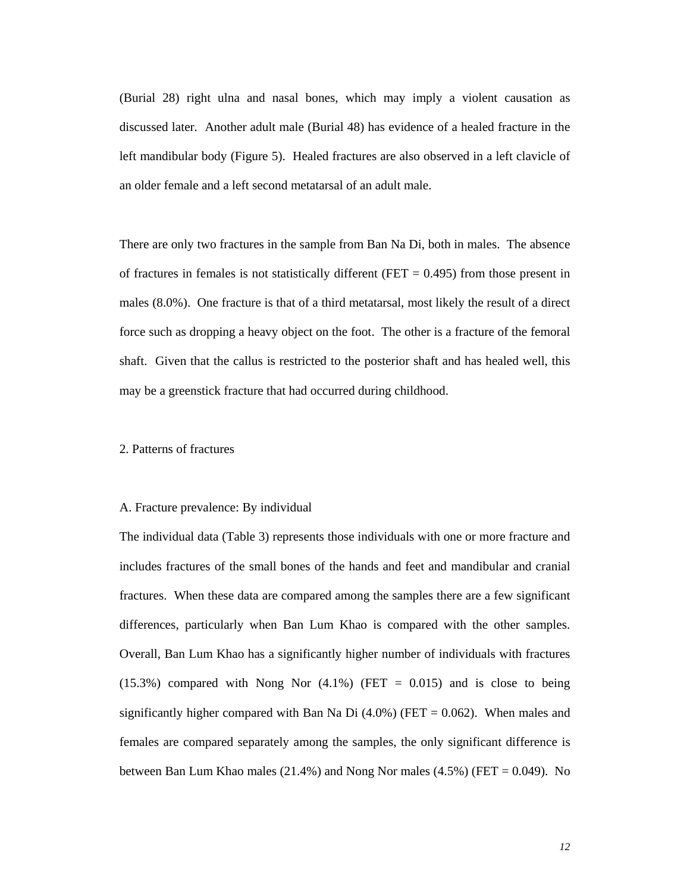(Burial 28) right ulna and nasal bones, which may imply a violent causation as discussed later. Another adult male (Burial 48) has evidence of a healed fracture in the left mandibular body (Figure 5). Healed fractures are also observed in a left clavicle of an older female and a left second metatarsal of an adult male.

There are only two fractures in the sample from Ban Na Di, both in males. The absence of fractures in females is not statistically different (FET = 0.495) from those present in males (8.0%). One fracture is that of a third metatarsal, most likely the result of a direct force such as dropping a heavy object on the foot. The other is a fracture of the femoral shaft. Given that the callus is restricted to the posterior shaft and has healed well, this may be a greenstick fracture that had occurred during childhood.

## 2. Patterns of fractures

### A. Fracture prevalence: By individual

The individual data (Table 3) represents those individuals with one or more fracture and includes fractures of the small bones of the hands and feet and mandibular and cranial fractures. When these data are compared among the samples there are a few significant differences, particularly when Ban Lum Khao is compared with the other samples. Overall, Ban Lum Khao has a significantly higher number of individuals with fractures (15.3%) compared with Nong Nor (4.1%) (FET = 0.015) and is close to being significantly higher compared with Ban Na Di (4.0%) (FET = 0.062). When males and females are compared separately among the samples, the only significant difference is between Ban Lum Khao males (21.4%) and Nong Nor males (4.5%) (FET = 0.049). No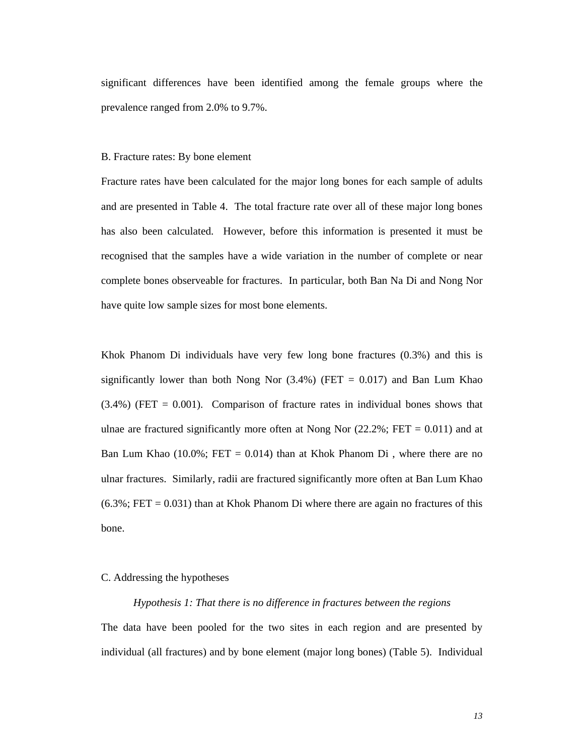significant differences have been identified among the female groups where the prevalence ranged from 2.0% to 9.7%.

B. Fracture rates: By bone element

Fracture rates have been calculated for the major long bones for each sample of adults and are presented in Table 4. The total fracture rate over all of these major long bones has also been calculated. However, before this information is presented it must be recognised that the samples have a wide variation in the number of complete or near complete bones observeable for fractures. In particular, both Ban Na Di and Nong Nor have quite low sample sizes for most bone elements.

Khok Phanom Di individuals have very few long bone fractures (0.3%) and this is significantly lower than both Nong Nor (3.4%) (FET = 0.017) and Ban Lum Khao (3.4%) (FET = 0.001). Comparison of fracture rates in individual bones shows that ulnae are fractured significantly more often at Nong Nor (22.2%; FET = 0.011) and at Ban Lum Khao (10.0%; FET = 0.014) than at Khok Phanom Di , where there are no ulnar fractures. Similarly, radii are fractured significantly more often at Ban Lum Khao (6.3%; FET = 0.031) than at Khok Phanom Di where there are again no fractures of this bone.

C. Addressing the hypotheses

*Hypothesis 1: That there is no difference in fractures between the regions*

The data have been pooled for the two sites in each region and are presented by individual (all fractures) and by bone element (major long bones) (Table 5). Individual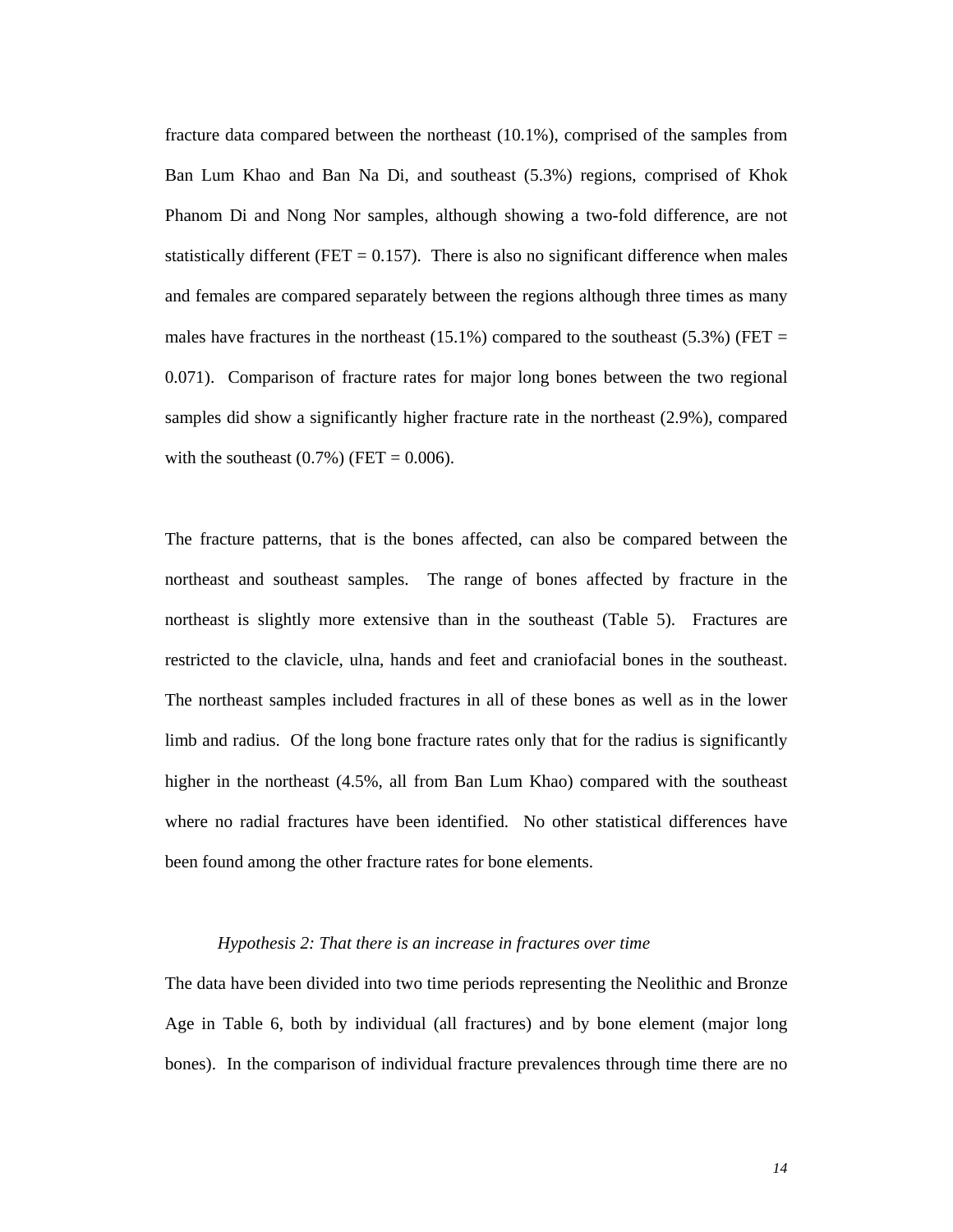fracture data compared between the northeast (10.1%), comprised of the samples from Ban Lum Khao and Ban Na Di, and southeast (5.3%) regions, comprised of Khok Phanom Di and Nong Nor samples, although showing a two-fold difference, are not statistically different (FET = 0.157). There is also no significant difference when males and females are compared separately between the regions although three times as many males have fractures in the northeast (15.1%) compared to the southeast (5.3%) (FET = 0.071). Comparison of fracture rates for major long bones between the two regional samples did show a significantly higher fracture rate in the northeast (2.9%), compared with the southeast (0.7%) (FET = 0.006).

The fracture patterns, that is the bones affected, can also be compared between the northeast and southeast samples. The range of bones affected by fracture in the northeast is slightly more extensive than in the southeast (Table 5). Fractures are restricted to the clavicle, ulna, hands and feet and craniofacial bones in the southeast. The northeast samples included fractures in all of these bones as well as in the lower limb and radius. Of the long bone fracture rates only that for the radius is significantly higher in the northeast (4.5%, all from Ban Lum Khao) compared with the southeast where no radial fractures have been identified. No other statistical differences have been found among the other fracture rates for bone elements.

*Hypothesis 2: That there is an increase in fractures over time*

The data have been divided into two time periods representing the Neolithic and Bronze Age in Table 6, both by individual (all fractures) and by bone element (major long bones). In the comparison of individual fracture prevalences through time there are no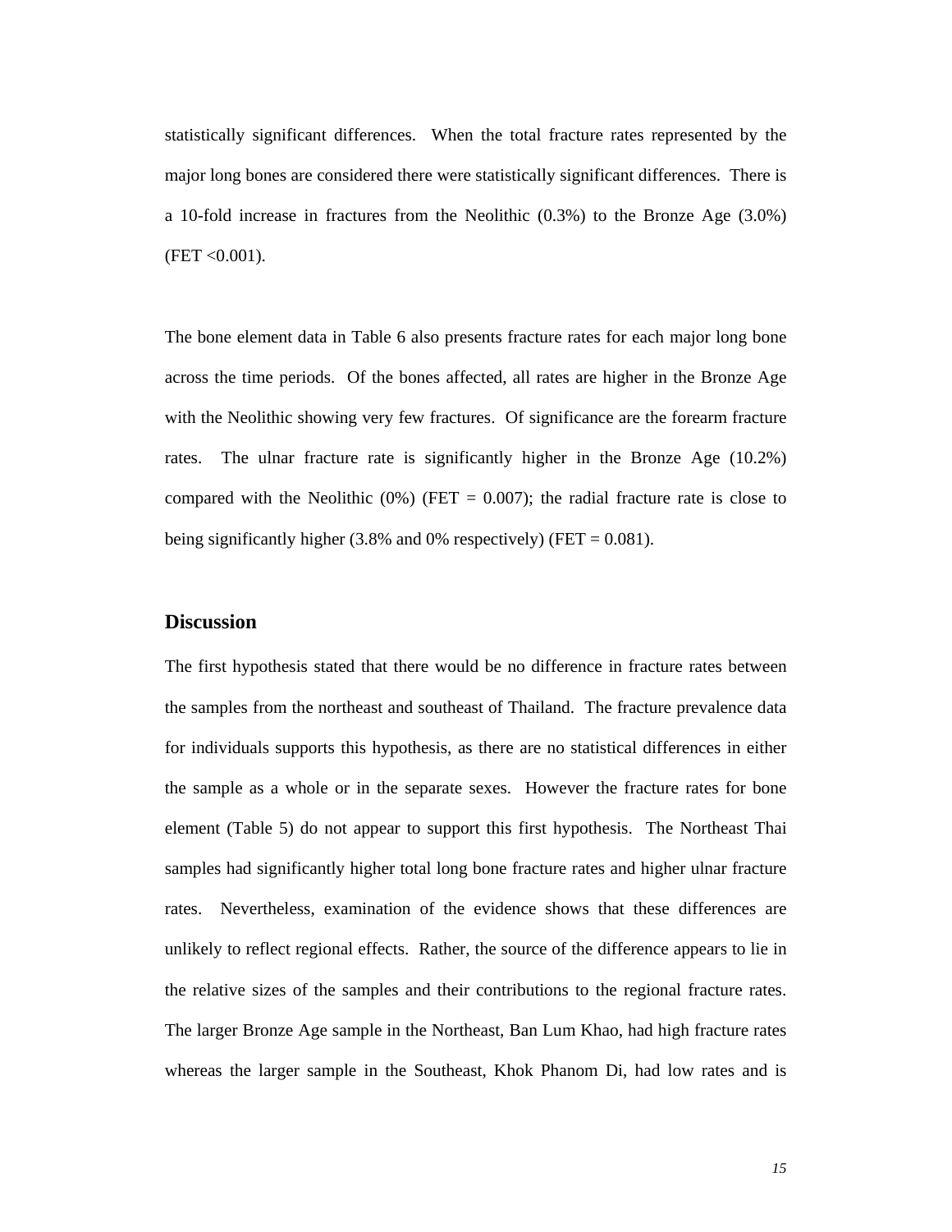statistically significant differences. When the total fracture rates represented by the major long bones are considered there were statistically significant differences. There is a 10-fold increase in fractures from the Neolithic (0.3%) to the Bronze Age (3.0%) (FET <0.001).

The bone element data in Table 6 also presents fracture rates for each major long bone across the time periods. Of the bones affected, all rates are higher in the Bronze Age with the Neolithic showing very few fractures. Of significance are the forearm fracture rates. The ulnar fracture rate is significantly higher in the Bronze Age (10.2%) compared with the Neolithic (0%) (FET = 0.007); the radial fracture rate is close to being significantly higher (3.8% and 0% respectively) (FET = 0.081).

## Discussion

The first hypothesis stated that there would be no difference in fracture rates between the samples from the northeast and southeast of Thailand. The fracture prevalence data for individuals supports this hypothesis, as there are no statistical differences in either the sample as a whole or in the separate sexes. However the fracture rates for bone element (Table 5) do not appear to support this first hypothesis. The Northeast Thai samples had significantly higher total long bone fracture rates and higher ulnar fracture rates. Nevertheless, examination of the evidence shows that these differences are unlikely to reflect regional effects. Rather, the source of the difference appears to lie in the relative sizes of the samples and their contributions to the regional fracture rates. The larger Bronze Age sample in the Northeast, Ban Lum Khao, had high fracture rates whereas the larger sample in the Southeast, Khok Phanom Di, had low rates and is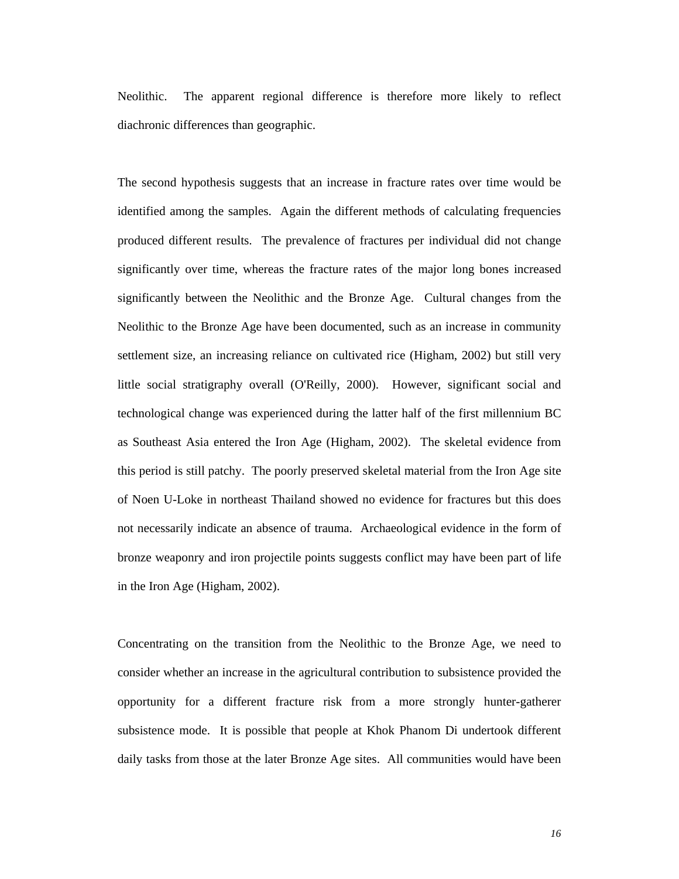Neolithic. The apparent regional difference is therefore more likely to reflect diachronic differences than geographic.

The second hypothesis suggests that an increase in fracture rates over time would be identified among the samples. Again the different methods of calculating frequencies produced different results. The prevalence of fractures per individual did not change significantly over time, whereas the fracture rates of the major long bones increased significantly between the Neolithic and the Bronze Age. Cultural changes from the Neolithic to the Bronze Age have been documented, such as an increase in community settlement size, an increasing reliance on cultivated rice (Higham, 2002) but still very little social stratigraphy overall (O'Reilly, 2000). However, significant social and technological change was experienced during the latter half of the first millennium BC as Southeast Asia entered the Iron Age (Higham, 2002). The skeletal evidence from this period is still patchy. The poorly preserved skeletal material from the Iron Age site of Noen U-Loke in northeast Thailand showed no evidence for fractures but this does not necessarily indicate an absence of trauma. Archaeological evidence in the form of bronze weaponry and iron projectile points suggests conflict may have been part of life in the Iron Age (Higham, 2002).

Concentrating on the transition from the Neolithic to the Bronze Age, we need to consider whether an increase in the agricultural contribution to subsistence provided the opportunity for a different fracture risk from a more strongly hunter-gatherer subsistence mode. It is possible that people at Khok Phanom Di undertook different daily tasks from those at the later Bronze Age sites. All communities would have been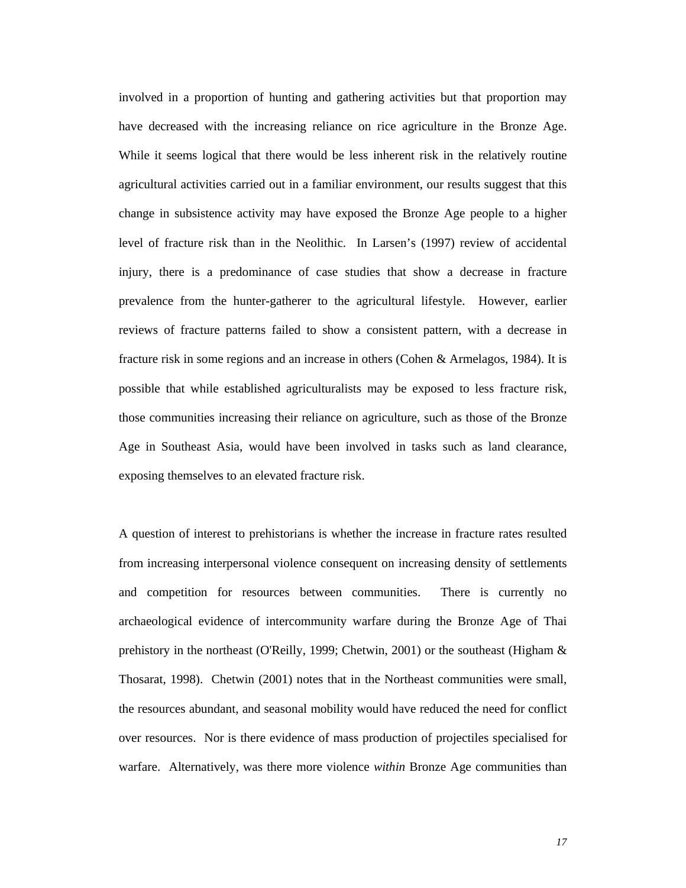involved in a proportion of hunting and gathering activities but that proportion may have decreased with the increasing reliance on rice agriculture in the Bronze Age. While it seems logical that there would be less inherent risk in the relatively routine agricultural activities carried out in a familiar environment, our results suggest that this change in subsistence activity may have exposed the Bronze Age people to a higher level of fracture risk than in the Neolithic. In Larsen's (1997) review of accidental injury, there is a predominance of case studies that show a decrease in fracture prevalence from the hunter-gatherer to the agricultural lifestyle. However, earlier reviews of fracture patterns failed to show a consistent pattern, with a decrease in fracture risk in some regions and an increase in others (Cohen & Armelagos, 1984). It is possible that while established agriculturalists may be exposed to less fracture risk, those communities increasing their reliance on agriculture, such as those of the Bronze Age in Southeast Asia, would have been involved in tasks such as land clearance, exposing themselves to an elevated fracture risk.

A question of interest to prehistorians is whether the increase in fracture rates resulted from increasing interpersonal violence consequent on increasing density of settlements and competition for resources between communities. There is currently no archaeological evidence of intercommunity warfare during the Bronze Age of Thai prehistory in the northeast (O'Reilly, 1999; Chetwin, 2001) or the southeast (Higham & Thosarat, 1998). Chetwin (2001) notes that in the Northeast communities were small, the resources abundant, and seasonal mobility would have reduced the need for conflict over resources. Nor is there evidence of mass production of projectiles specialised for warfare. Alternatively, was there more violence *within* Bronze Age communities than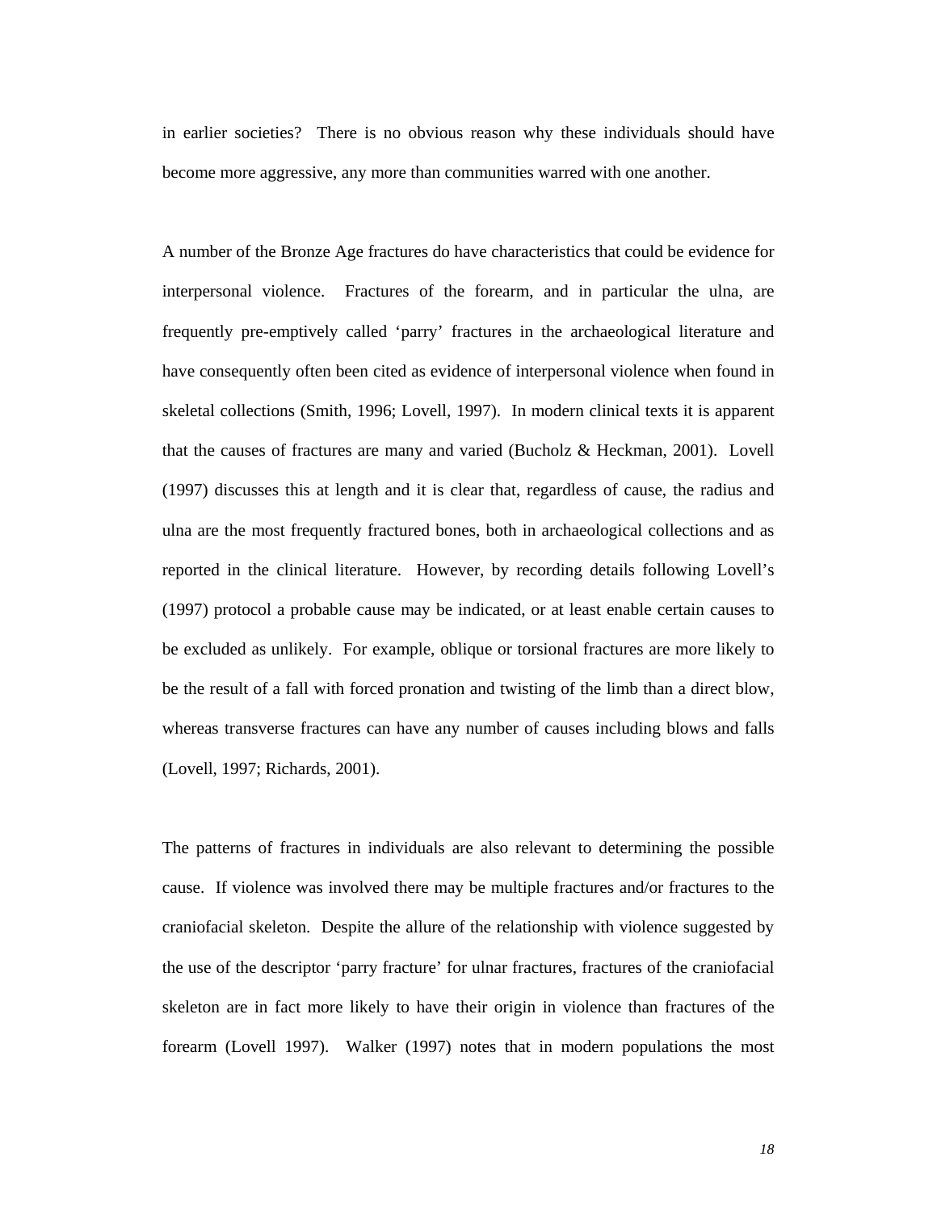in earlier societies? There is no obvious reason why these individuals should have become more aggressive, any more than communities warred with one another.

A number of the Bronze Age fractures do have characteristics that could be evidence for interpersonal violence. Fractures of the forearm, and in particular the ulna, are frequently pre-emptively called 'parry' fractures in the archaeological literature and have consequently often been cited as evidence of interpersonal violence when found in skeletal collections (Smith, 1996; Lovell, 1997). In modern clinical texts it is apparent that the causes of fractures are many and varied (Bucholz & Heckman, 2001). Lovell (1997) discusses this at length and it is clear that, regardless of cause, the radius and ulna are the most frequently fractured bones, both in archaeological collections and as reported in the clinical literature. However, by recording details following Lovell's (1997) protocol a probable cause may be indicated, or at least enable certain causes to be excluded as unlikely. For example, oblique or torsional fractures are more likely to be the result of a fall with forced pronation and twisting of the limb than a direct blow, whereas transverse fractures can have any number of causes including blows and falls (Lovell, 1997; Richards, 2001).

The patterns of fractures in individuals are also relevant to determining the possible cause. If violence was involved there may be multiple fractures and/or fractures to the craniofacial skeleton. Despite the allure of the relationship with violence suggested by the use of the descriptor 'parry fracture' for ulnar fractures, fractures of the craniofacial skeleton are in fact more likely to have their origin in violence than fractures of the forearm (Lovell 1997). Walker (1997) notes that in modern populations the most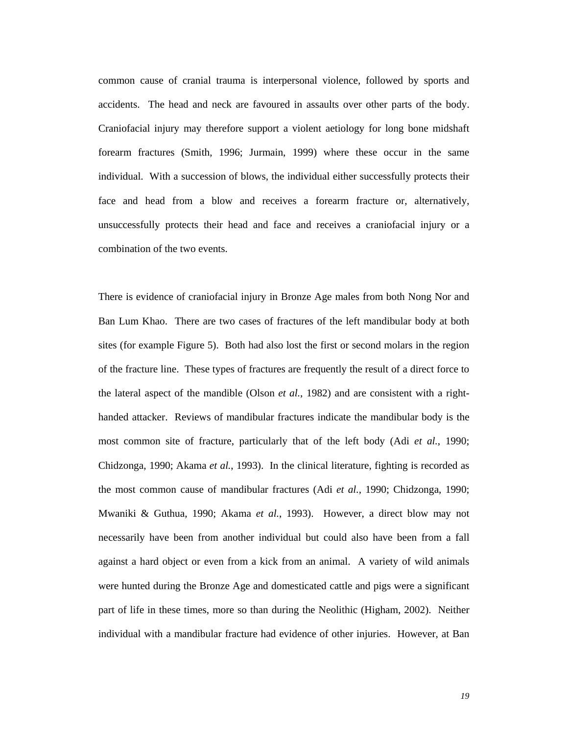common cause of cranial trauma is interpersonal violence, followed by sports and accidents. The head and neck are favoured in assaults over other parts of the body. Craniofacial injury may therefore support a violent aetiology for long bone midshaft forearm fractures (Smith, 1996; Jurmain, 1999) where these occur in the same individual. With a succession of blows, the individual either successfully protects their face and head from a blow and receives a forearm fracture or, alternatively, unsuccessfully protects their head and face and receives a craniofacial injury or a combination of the two events.

There is evidence of craniofacial injury in Bronze Age males from both Nong Nor and Ban Lum Khao. There are two cases of fractures of the left mandibular body at both sites (for example Figure 5). Both had also lost the first or second molars in the region of the fracture line. These types of fractures are frequently the result of a direct force to the lateral aspect of the mandible (Olson *et al.*, 1982) and are consistent with a right-handed attacker. Reviews of mandibular fractures indicate the mandibular body is the most common site of fracture, particularly that of the left body (Adi *et al.*, 1990; Chidzonga, 1990; Akama *et al.*, 1993). In the clinical literature, fighting is recorded as the most common cause of mandibular fractures (Adi *et al.*, 1990; Chidzonga, 1990; Mwaniki & Guthua, 1990; Akama *et al.*, 1993). However, a direct blow may not necessarily have been from another individual but could also have been from a fall against a hard object or even from a kick from an animal. A variety of wild animals were hunted during the Bronze Age and domesticated cattle and pigs were a significant part of life in these times, more so than during the Neolithic (Higham, 2002). Neither individual with a mandibular fracture had evidence of other injuries. However, at Ban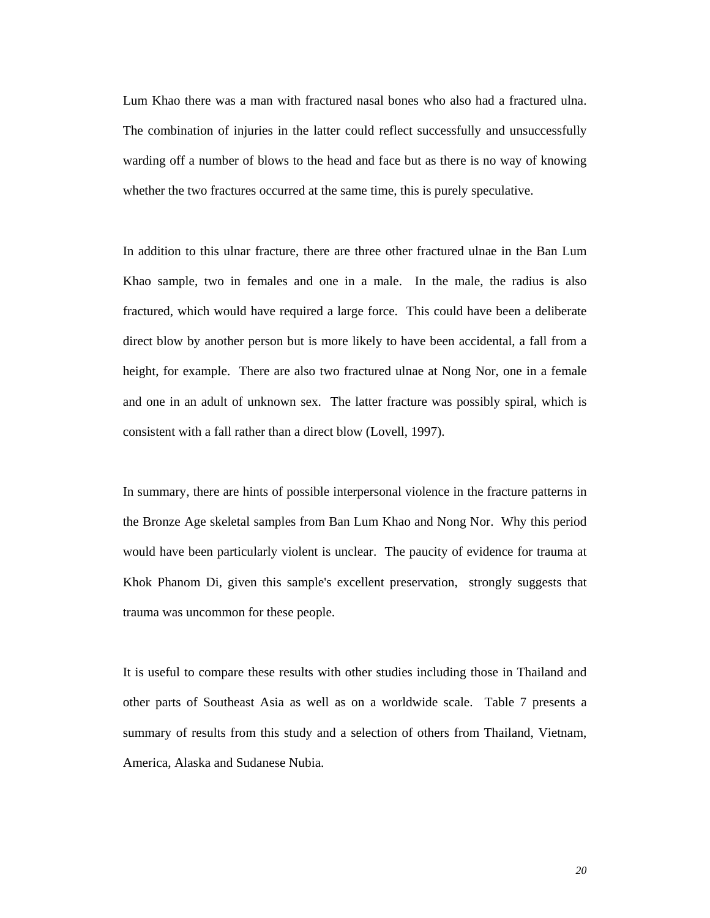Lum Khao there was a man with fractured nasal bones who also had a fractured ulna. The combination of injuries in the latter could reflect successfully and unsuccessfully warding off a number of blows to the head and face but as there is no way of knowing whether the two fractures occurred at the same time, this is purely speculative.

In addition to this ulnar fracture, there are three other fractured ulnae in the Ban Lum Khao sample, two in females and one in a male. In the male, the radius is also fractured, which would have required a large force. This could have been a deliberate direct blow by another person but is more likely to have been accidental, a fall from a height, for example. There are also two fractured ulnae at Nong Nor, one in a female and one in an adult of unknown sex. The latter fracture was possibly spiral, which is consistent with a fall rather than a direct blow (Lovell, 1997).

In summary, there are hints of possible interpersonal violence in the fracture patterns in the Bronze Age skeletal samples from Ban Lum Khao and Nong Nor. Why this period would have been particularly violent is unclear. The paucity of evidence for trauma at Khok Phanom Di, given this sample's excellent preservation, strongly suggests that trauma was uncommon for these people.

It is useful to compare these results with other studies including those in Thailand and other parts of Southeast Asia as well as on a worldwide scale. Table 7 presents a summary of results from this study and a selection of others from Thailand, Vietnam, America, Alaska and Sudanese Nubia.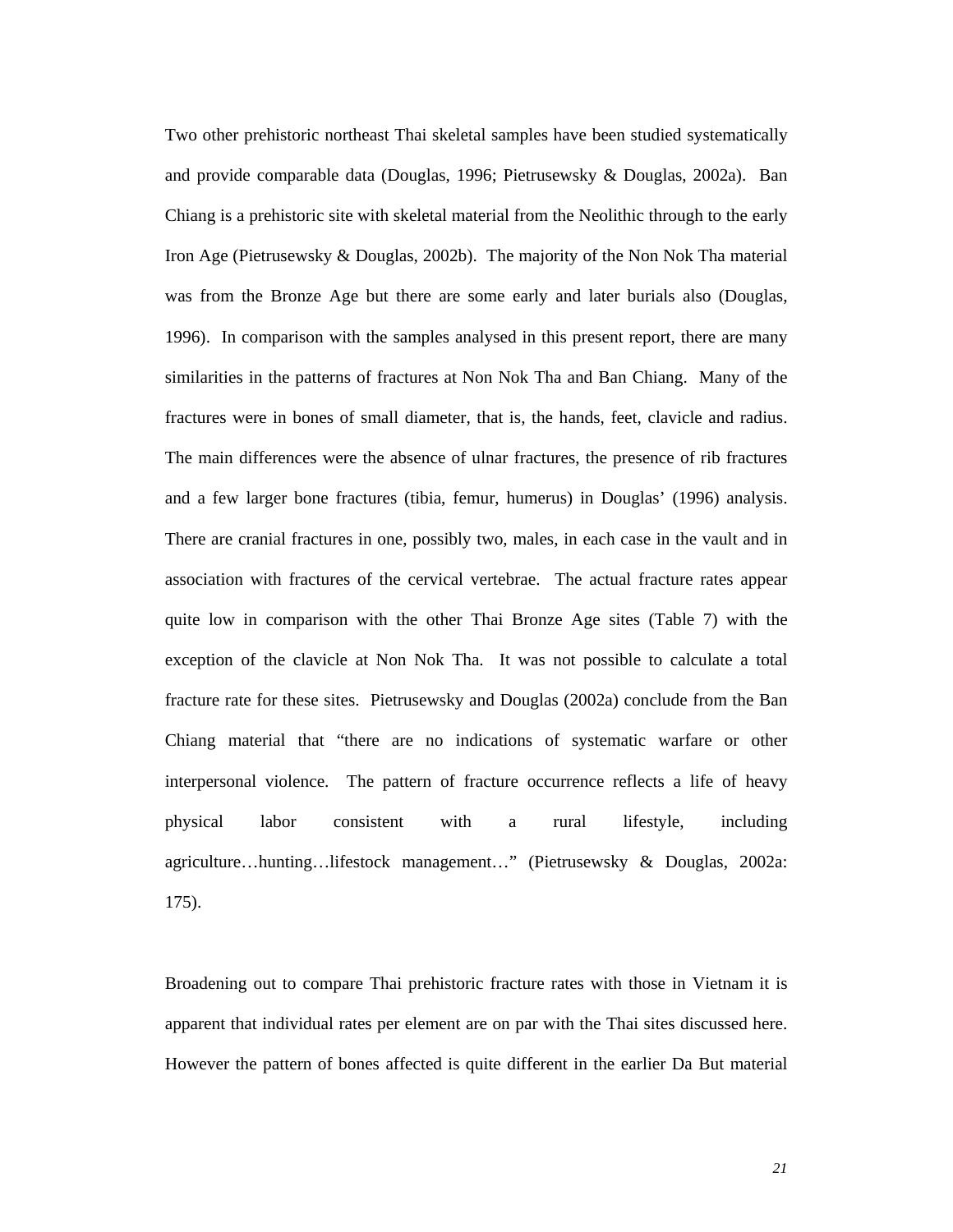Two other prehistoric northeast Thai skeletal samples have been studied systematically and provide comparable data (Douglas, 1996; Pietrusewsky & Douglas, 2002a). Ban Chiang is a prehistoric site with skeletal material from the Neolithic through to the early Iron Age (Pietrusewsky & Douglas, 2002b). The majority of the Non Nok Tha material was from the Bronze Age but there are some early and later burials also (Douglas, 1996). In comparison with the samples analysed in this present report, there are many similarities in the patterns of fractures at Non Nok Tha and Ban Chiang. Many of the fractures were in bones of small diameter, that is, the hands, feet, clavicle and radius. The main differences were the absence of ulnar fractures, the presence of rib fractures and a few larger bone fractures (tibia, femur, humerus) in Douglas' (1996) analysis. There are cranial fractures in one, possibly two, males, in each case in the vault and in association with fractures of the cervical vertebrae. The actual fracture rates appear quite low in comparison with the other Thai Bronze Age sites (Table 7) with the exception of the clavicle at Non Nok Tha. It was not possible to calculate a total fracture rate for these sites. Pietrusewsky and Douglas (2002a) conclude from the Ban Chiang material that "there are no indications of systematic warfare or other interpersonal violence. The pattern of fracture occurrence reflects a life of heavy physical labor consistent with a rural lifestyle, including agriculture…hunting…lifestock management…" (Pietrusewsky & Douglas, 2002a: 175).

Broadening out to compare Thai prehistoric fracture rates with those in Vietnam it is apparent that individual rates per element are on par with the Thai sites discussed here. However the pattern of bones affected is quite different in the earlier Da But material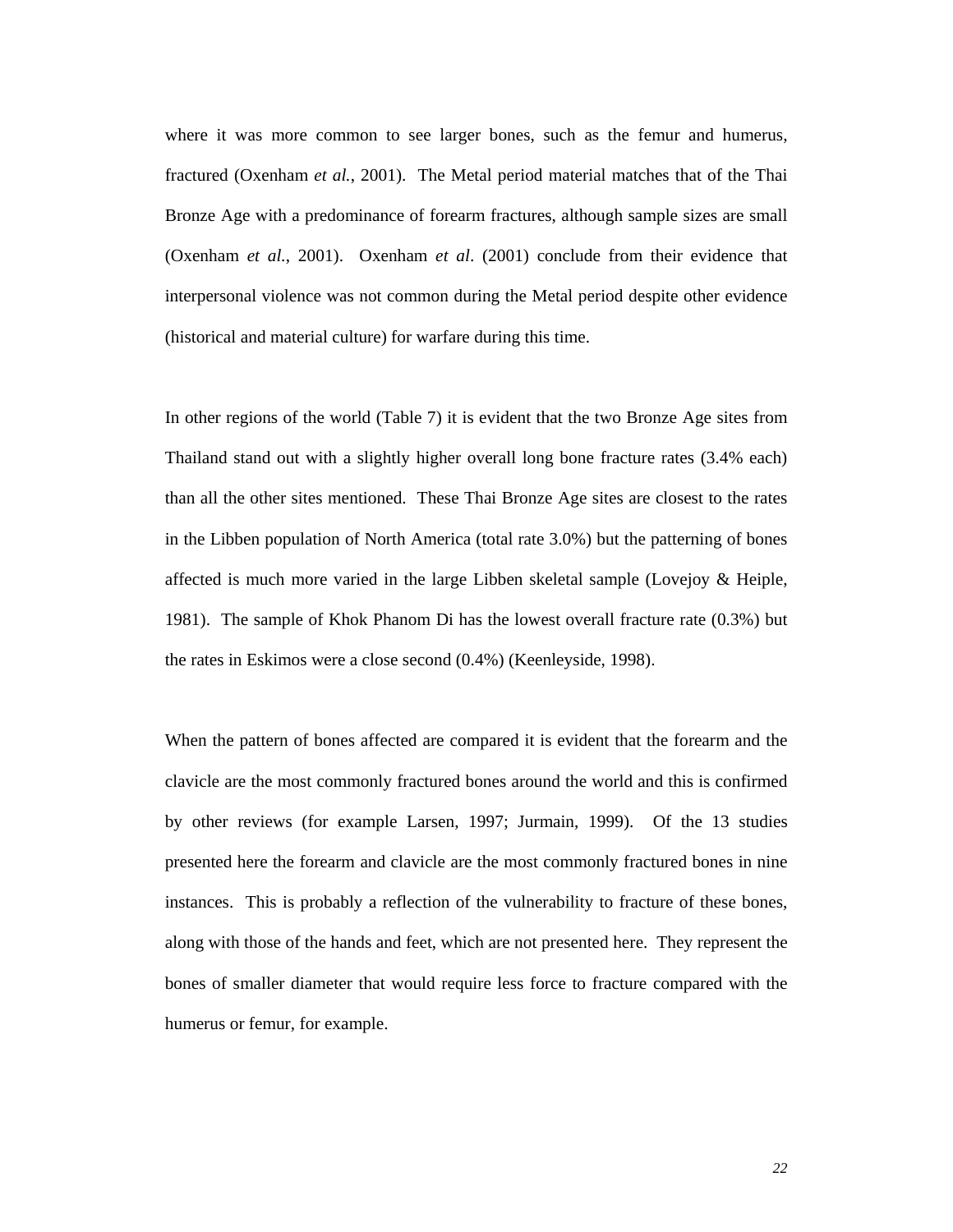where it was more common to see larger bones, such as the femur and humerus, fractured (Oxenham *et al.*, 2001). The Metal period material matches that of the Thai Bronze Age with a predominance of forearm fractures, although sample sizes are small (Oxenham *et al.*, 2001). Oxenham *et al*. (2001) conclude from their evidence that interpersonal violence was not common during the Metal period despite other evidence (historical and material culture) for warfare during this time.

In other regions of the world (Table 7) it is evident that the two Bronze Age sites from Thailand stand out with a slightly higher overall long bone fracture rates (3.4% each) than all the other sites mentioned. These Thai Bronze Age sites are closest to the rates in the Libben population of North America (total rate 3.0%) but the patterning of bones affected is much more varied in the large Libben skeletal sample (Lovejoy & Heiple, 1981). The sample of Khok Phanom Di has the lowest overall fracture rate (0.3%) but the rates in Eskimos were a close second (0.4%) (Keenleyside, 1998).

When the pattern of bones affected are compared it is evident that the forearm and the clavicle are the most commonly fractured bones around the world and this is confirmed by other reviews (for example Larsen, 1997; Jurmain, 1999). Of the 13 studies presented here the forearm and clavicle are the most commonly fractured bones in nine instances. This is probably a reflection of the vulnerability to fracture of these bones, along with those of the hands and feet, which are not presented here. They represent the bones of smaller diameter that would require less force to fracture compared with the humerus or femur, for example.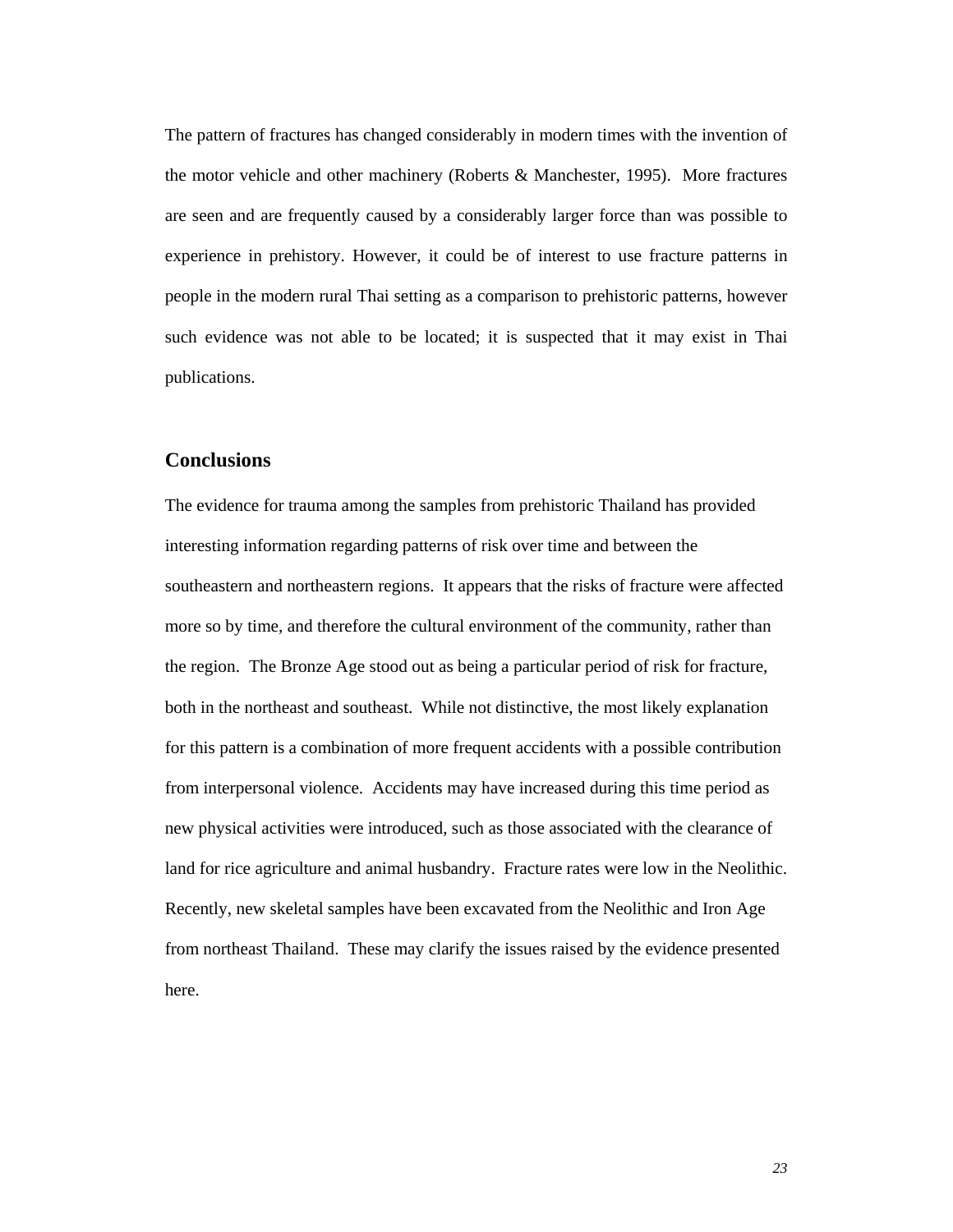The pattern of fractures has changed considerably in modern times with the invention of the motor vehicle and other machinery (Roberts & Manchester, 1995). More fractures are seen and are frequently caused by a considerably larger force than was possible to experience in prehistory. However, it could be of interest to use fracture patterns in people in the modern rural Thai setting as a comparison to prehistoric patterns, however such evidence was not able to be located; it is suspected that it may exist in Thai publications.

## Conclusions

The evidence for trauma among the samples from prehistoric Thailand has provided interesting information regarding patterns of risk over time and between the southeastern and northeastern regions. It appears that the risks of fracture were affected more so by time, and therefore the cultural environment of the community, rather than the region. The Bronze Age stood out as being a particular period of risk for fracture, both in the northeast and southeast. While not distinctive, the most likely explanation for this pattern is a combination of more frequent accidents with a possible contribution from interpersonal violence. Accidents may have increased during this time period as new physical activities were introduced, such as those associated with the clearance of land for rice agriculture and animal husbandry. Fracture rates were low in the Neolithic. Recently, new skeletal samples have been excavated from the Neolithic and Iron Age from northeast Thailand. These may clarify the issues raised by the evidence presented here.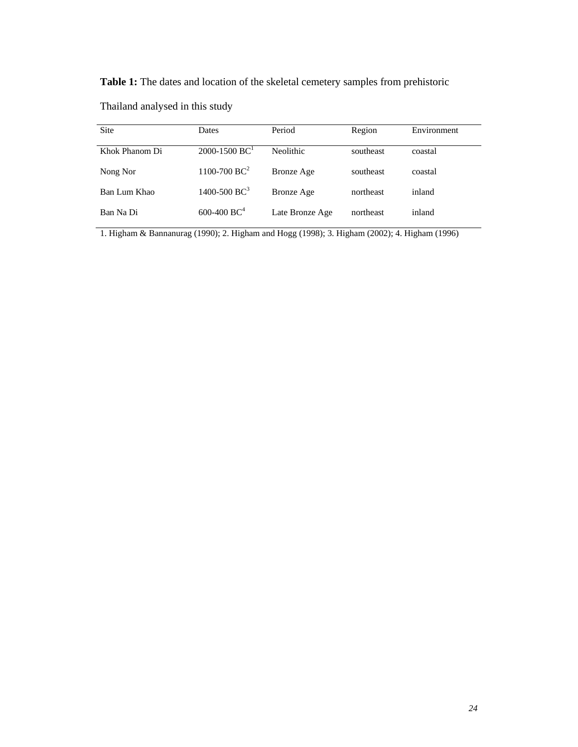**Table 1:** The dates and location of the skeletal cemetery samples from prehistoric Thailand analysed in this study

| Site | Dates | Period | Region | Environment |
|---|---|---|---|---|
| Khok Phanom Di | 2000-1500 BC[1] | Neolithic | southeast | coastal |
| Nong Nor | 1100-700 BC[2] | Bronze Age | southeast | coastal |
| Ban Lum Khao | 1400-500 BC[3] | Bronze Age | northeast | inland |
| Ban Na Di | 600-400 BC[4] | Late Bronze Age | northeast | inland |

1. Higham & Bannanurag (1990); 2. Higham and Hogg (1998); 3. Higham (2002); 4. Higham (1996)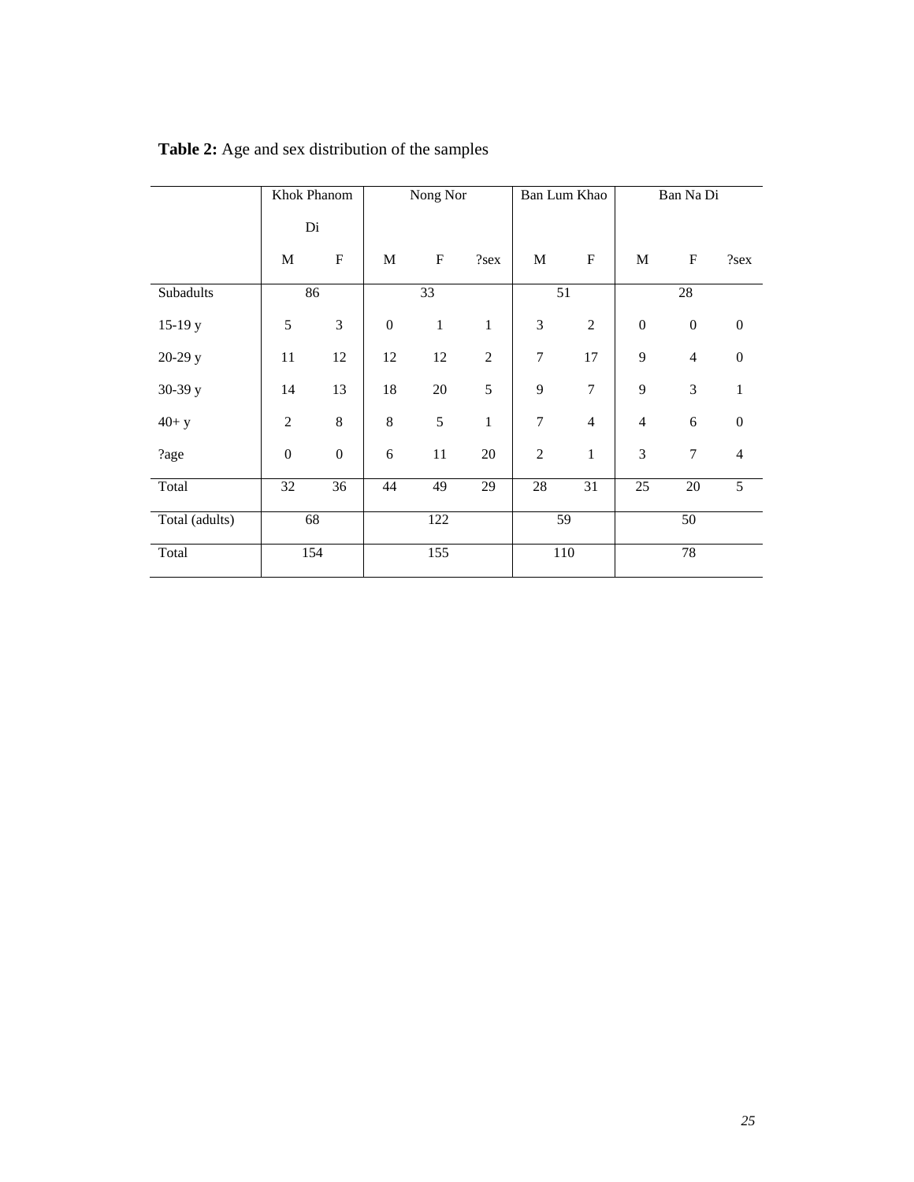**Table 2:** Age and sex distribution of the samples

| | Khok Phanom Di | | Nong Nor | | | Ban Lum Khao | | Ban Na Di | | |
|---|---|---|---|---|---|---|---|---|---|---|
| | M | F | M | F | ?sex | M | F | M | F | ?sex |
| Subadults | 86 | | 33 | | | 51 | | 28 | | |
| 15-19 y | 5 | 3 | 0 | 1 | 1 | 3 | 2 | 0 | 0 | 0 |
| 20-29 y | 11 | 12 | 12 | 12 | 2 | 7 | 17 | 9 | 4 | 0 |
| 30-39 y | 14 | 13 | 18 | 20 | 5 | 9 | 7 | 9 | 3 | 1 |
| 40+ y | 2 | 8 | 8 | 5 | 1 | 7 | 4 | 4 | 6 | 0 |
| ?age | 0 | 0 | 6 | 11 | 20 | 2 | 1 | 3 | 7 | 4 |
| Total | 32 | 36 | 44 | 49 | 29 | 28 | 31 | 25 | 20 | 5 |
| Total (adults) | 68 | | 122 | | | 59 | | 50 | | |
| Total | 154 | | 155 | | | 110 | | 78 | | |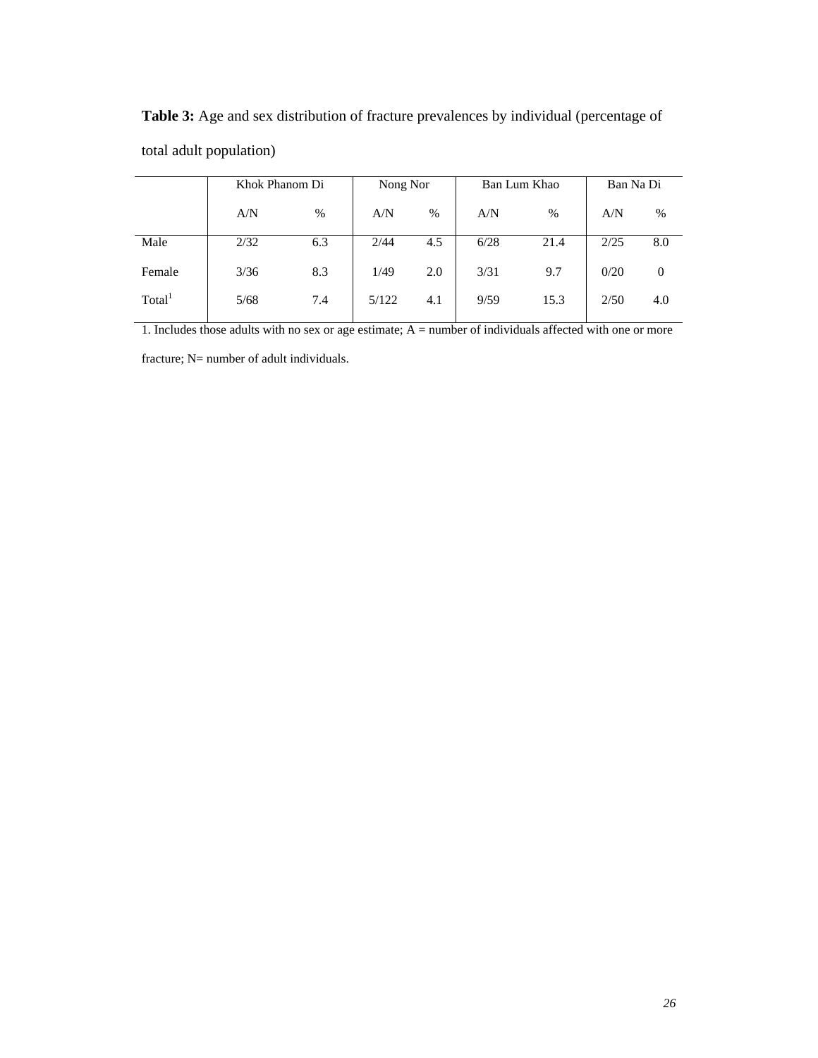**Table 3:** Age and sex distribution of fracture prevalences by individual (percentage of total adult population)

| | Khok Phanom Di | | Nong Nor | | Ban Lum Khao | | Ban Na Di | |
|---|---|---|---|---|---|---|---|---|
| | A/N | % | A/N | % | A/N | % | A/N | % |
| Male | 2/32 | 6.3 | 2/44 | 4.5 | 6/28 | 21.4 | 2/25 | 8.0 |
| Female | 3/36 | 8.3 | 1/49 | 2.0 | 3/31 | 9.7 | 0/20 | 0 |
| Total[1] | 5/68 | 7.4 | 5/122 | 4.1 | 9/59 | 15.3 | 2/50 | 4.0 |

1. Includes those adults with no sex or age estimate; A = number of individuals affected with one or more fracture; N= number of adult individuals.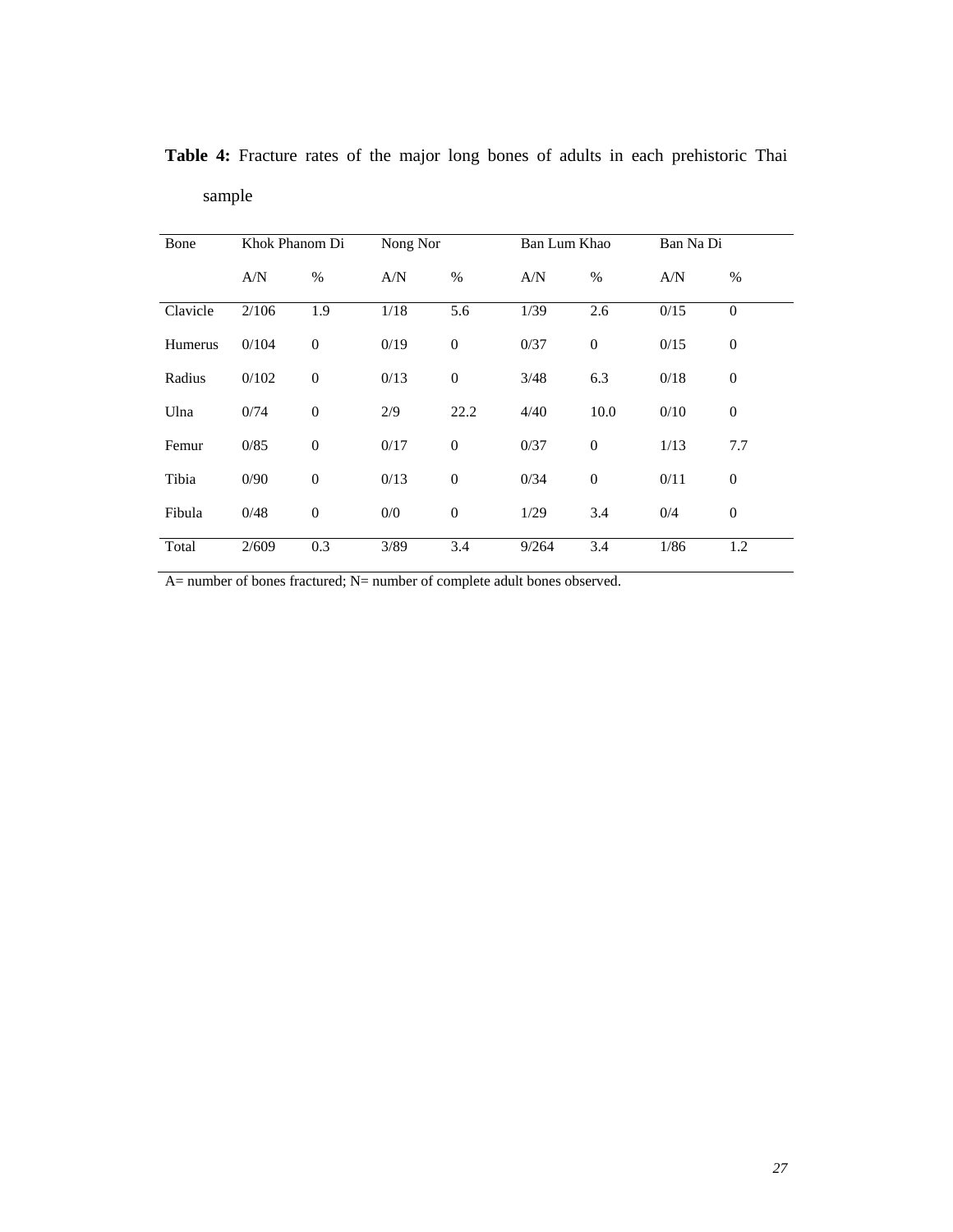**Table 4:** Fracture rates of the major long bones of adults in each prehistoric Thai sample

| Bone | Khok Phanom Di | | Nong Nor | | Ban Lum Khao | | Ban Na Di | |
|---|---|---|---|---|---|---|---|---|
| | A/N | % | A/N | % | A/N | % | A/N | % |
| Clavicle | 2/106 | 1.9 | 1/18 | 5.6 | 1/39 | 2.6 | 0/15 | 0 |
| Humerus | 0/104 | 0 | 0/19 | 0 | 0/37 | 0 | 0/15 | 0 |
| Radius | 0/102 | 0 | 0/13 | 0 | 3/48 | 6.3 | 0/18 | 0 |
| Ulna | 0/74 | 0 | 2/9 | 22.2 | 4/40 | 10.0 | 0/10 | 0 |
| Femur | 0/85 | 0 | 0/17 | 0 | 0/37 | 0 | 1/13 | 7.7 |
| Tibia | 0/90 | 0 | 0/13 | 0 | 0/34 | 0 | 0/11 | 0 |
| Fibula | 0/48 | 0 | 0/0 | 0 | 1/29 | 3.4 | 0/4 | 0 |
| Total | 2/609 | 0.3 | 3/89 | 3.4 | 9/264 | 3.4 | 1/86 | 1.2 |

A= number of bones fractured; N= number of complete adult bones observed.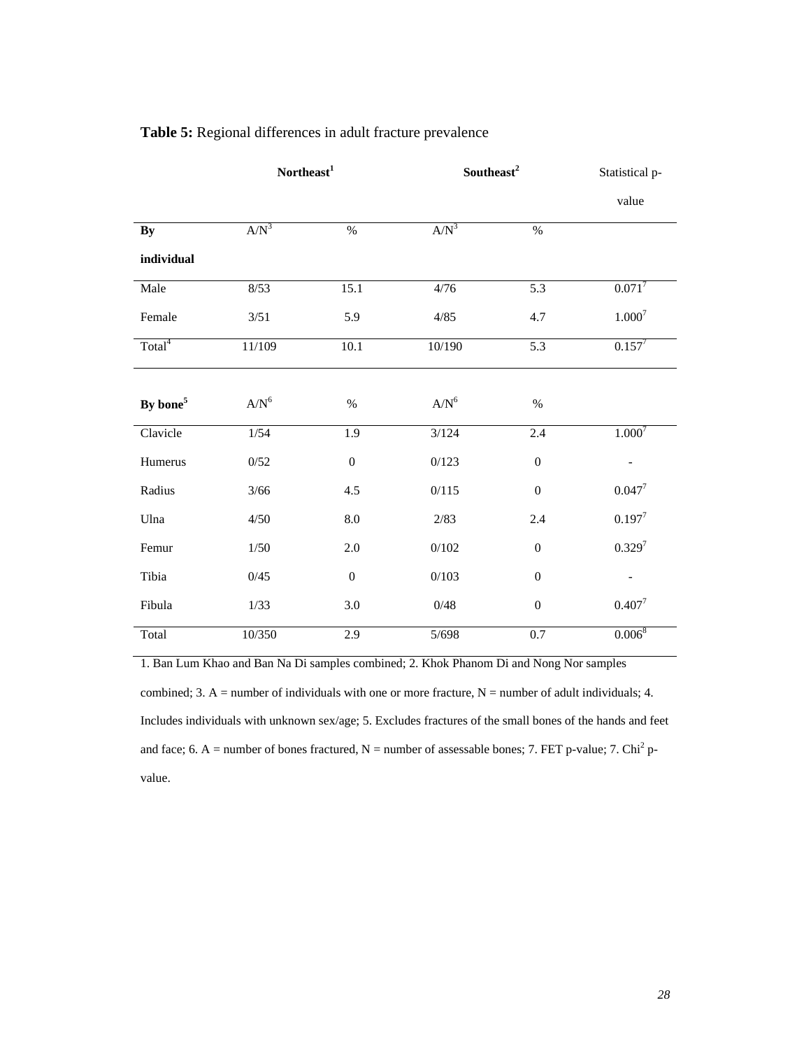**Table 5:** Regional differences in adult fracture prevalence

| | Northeast[1] | | Southeast[2] | | Statistical p-value |
|---|---|---|---|---|---|
| **By individual** | A/N[3] | % | A/N[3] | % | |
| Male | 8/53 | 15.1 | 4/76 | 5.3 | 0.071[7] |
| Female | 3/51 | 5.9 | 4/85 | 4.7 | 1.000[7] |
| Total[4] | 11/109 | 10.1 | 10/190 | 5.3 | 0.157[7] |
| | | | | | |
| **By bone[5]** | A/N[6] | % | A/N[6] | % | |
| Clavicle | 1/54 | 1.9 | 3/124 | 2.4 | 1.000[7] |
| Humerus | 0/52 | 0 | 0/123 | 0 | - |
| Radius | 3/66 | 4.5 | 0/115 | 0 | 0.047[7] |
| Ulna | 4/50 | 8.0 | 2/83 | 2.4 | 0.197[7] |
| Femur | 1/50 | 2.0 | 0/102 | 0 | 0.329[7] |
| Tibia | 0/45 | 0 | 0/103 | 0 | - |
| Fibula | 1/33 | 3.0 | 0/48 | 0 | 0.407[7] |
| Total | 10/350 | 2.9 | 5/698 | 0.7 | 0.006[8] |

1. Ban Lum Khao and Ban Na Di samples combined; 2. Khok Phanom Di and Nong Nor samples combined; 3. A = number of individuals with one or more fracture, N = number of adult individuals; 4. Includes individuals with unknown sex/age; 5. Excludes fractures of the small bones of the hands and feet and face; 6. A = number of bones fractured, N = number of assessable bones; 7. FET p-value; 7. Chi$^2$ p-value.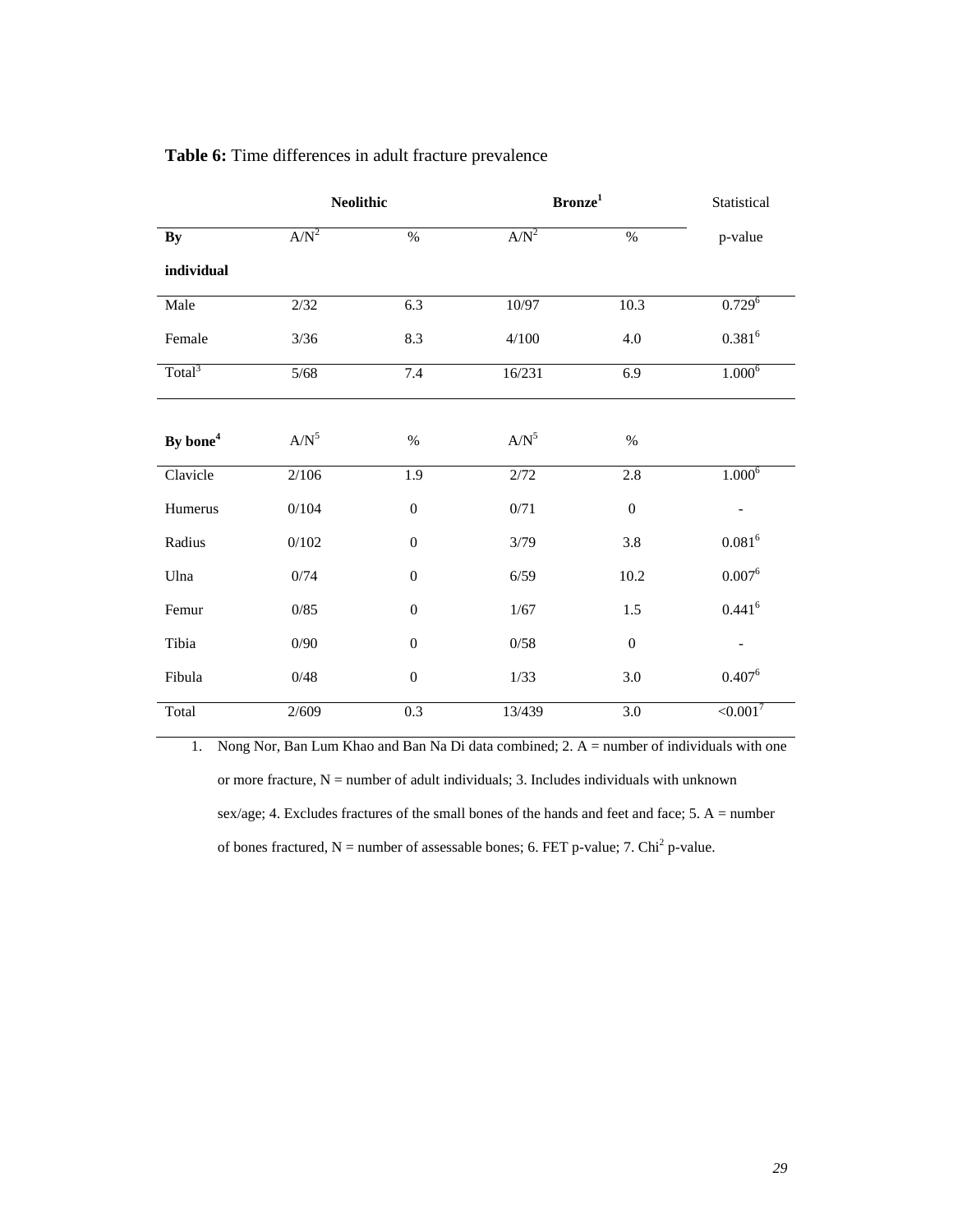**Table 6:** Time differences in adult fracture prevalence

| | **Neolithic** | | **Bronze**[1] | | Statistical |
|---|---|---|---|---|---|
| **By individual** | A/N[2] | % | A/N[2] | % | p-value |
| Male | 2/32 | 6.3 | 10/97 | 10.3 | 0.729[6] |
| Female | 3/36 | 8.3 | 4/100 | 4.0 | 0.381[6] |
| Total[3] | 5/68 | 7.4 | 16/231 | 6.9 | 1.000[6] |
| | | | | | |
| **By bone**[4] | A/N[5] | % | A/N[5] | % | |
| Clavicle | 2/106 | 1.9 | 2/72 | 2.8 | 1.000[6] |
| Humerus | 0/104 | 0 | 0/71 | 0 | - |
| Radius | 0/102 | 0 | 3/79 | 3.8 | 0.081[6] |
| Ulna | 0/74 | 0 | 6/59 | 10.2 | 0.007[6] |
| Femur | 0/85 | 0 | 1/67 | 1.5 | 0.441[6] |
| Tibia | 0/90 | 0 | 0/58 | 0 | - |
| Fibula | 0/48 | 0 | 1/33 | 3.0 | 0.407[6] |
| Total | 2/609 | 0.3 | 13/439 | 3.0 | <0.001[7] |

1. Nong Nor, Ban Lum Khao and Ban Na Di data combined; 2. A = number of individuals with one or more fracture, N = number of adult individuals; 3. Includes individuals with unknown sex/age; 4. Excludes fractures of the small bones of the hands and feet and face; 5. A = number of bones fractured, N = number of assessable bones; 6. FET p-value; 7. $Chi^2$ p-value.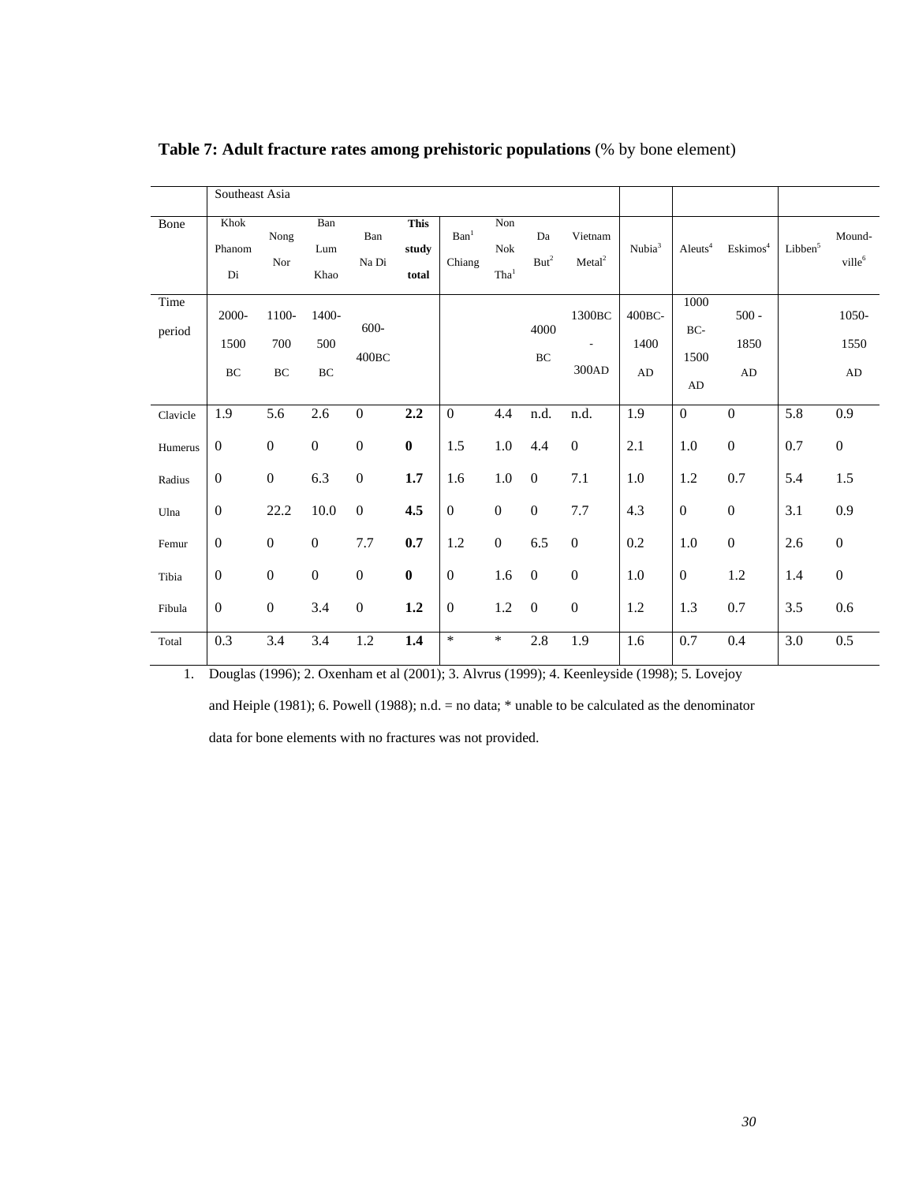**Table 7: Adult fracture rates among prehistoric populations** (% by bone element)

| | Southeast Asia | | | | | | | | | | | | | |
|---|---|---|---|---|---|---|---|---|---|---|---|---|---|---|
| Bone | Khok Phanom Di | Nong Nor | Ban Lum Khao | Ban Na Di | **This study total** | Ban[1] Chiang | Non Nok Tha[1] | Da But[2] | Vietnam Metal[2] | Nubia[3] | Aleuts[4] | Eskimos[4] | Libben[5] | Mound-ville[6] |
| Time period | 2000-1500 BC | 1100-700 BC | 1400-500 BC | 600-400BC | | | | 4000 BC | 1300BC - 300AD | 400BC-1400 AD | 1000 BC-1500 AD | 500 - 1850 AD | | 1050-1550 AD |
| Clavicle | 1.9 | 5.6 | 2.6 | 0 | **2.2** | 0 | 4.4 | n.d. | n.d. | 1.9 | 0 | 0 | 5.8 | 0.9 |
| Humerus | 0 | 0 | 0 | 0 | **0** | 1.5 | 1.0 | 4.4 | 0 | 2.1 | 1.0 | 0 | 0.7 | 0 |
| Radius | 0 | 0 | 6.3 | 0 | **1.7** | 1.6 | 1.0 | 0 | 7.1 | 1.0 | 1.2 | 0.7 | 5.4 | 1.5 |
| Ulna | 0 | 22.2 | 10.0 | 0 | **4.5** | 0 | 0 | 0 | 7.7 | 4.3 | 0 | 0 | 3.1 | 0.9 |
| Femur | 0 | 0 | 0 | 7.7 | **0.7** | 1.2 | 0 | 6.5 | 0 | 0.2 | 1.0 | 0 | 2.6 | 0 |
| Tibia | 0 | 0 | 0 | 0 | **0** | 0 | 1.6 | 0 | 0 | 1.0 | 0 | 1.2 | 1.4 | 0 |
| Fibula | 0 | 0 | 3.4 | 0 | **1.2** | 0 | 1.2 | 0 | 0 | 1.2 | 1.3 | 0.7 | 3.5 | 0.6 |
| Total | 0.3 | 3.4 | 3.4 | 1.2 | **1.4** | * | * | 2.8 | 1.9 | 1.6 | 0.7 | 0.4 | 3.0 | 0.5 |

1. Douglas (1996); 2. Oxenham et al (2001); 3. Alvrus (1999); 4. Keenleyside (1998); 5. Lovejoy and Heiple (1981); 6. Powell (1988); n.d. = no data; * unable to be calculated as the denominator data for bone elements with no fractures was not provided.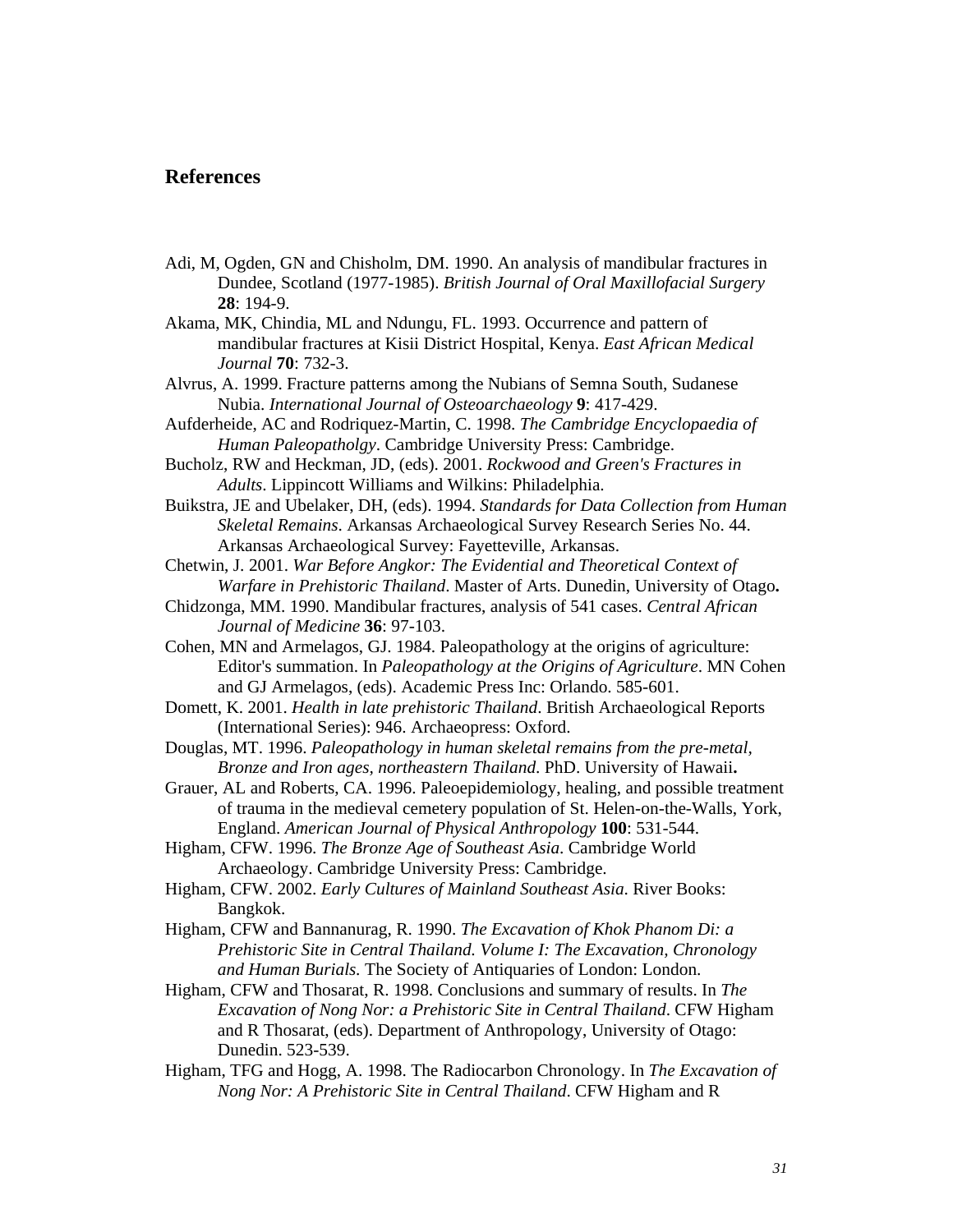## References

Adi, M, Ogden, GN and Chisholm, DM. 1990. An analysis of mandibular fractures in Dundee, Scotland (1977-1985). *British Journal of Oral Maxillofacial Surgery* **28**: 194-9.

Akama, MK, Chindia, ML and Ndungu, FL. 1993. Occurrence and pattern of mandibular fractures at Kisii District Hospital, Kenya. *East African Medical Journal* **70**: 732-3.

Alvrus, A. 1999. Fracture patterns among the Nubians of Semna South, Sudanese Nubia. *International Journal of Osteoarchaeology* **9**: 417-429.

Aufderheide, AC and Rodriquez-Martin, C. 1998. *The Cambridge Encyclopaedia of Human Paleopatholgy*. Cambridge University Press: Cambridge.

Bucholz, RW and Heckman, JD, (eds). 2001. *Rockwood and Green's Fractures in Adults*. Lippincott Williams and Wilkins: Philadelphia.

Buikstra, JE and Ubelaker, DH, (eds). 1994. *Standards for Data Collection from Human Skeletal Remains*. Arkansas Archaeological Survey Research Series No. 44. Arkansas Archaeological Survey: Fayetteville, Arkansas.

Chetwin, J. 2001. *War Before Angkor: The Evidential and Theoretical Context of Warfare in Prehistoric Thailand*. Master of Arts. Dunedin, University of Otago**.**

Chidzonga, MM. 1990. Mandibular fractures, analysis of 541 cases. *Central African Journal of Medicine* **36**: 97-103.

Cohen, MN and Armelagos, GJ. 1984. Paleopathology at the origins of agriculture: Editor's summation. In *Paleopathology at the Origins of Agriculture*. MN Cohen and GJ Armelagos, (eds). Academic Press Inc: Orlando. 585-601.

Domett, K. 2001. *Health in late prehistoric Thailand*. British Archaeological Reports (International Series): 946. Archaeopress: Oxford.

Douglas, MT. 1996. *Paleopathology in human skeletal remains from the pre-metal, Bronze and Iron ages, northeastern Thailand*. PhD. University of Hawaii**.**

Grauer, AL and Roberts, CA. 1996. Paleoepidemiology, healing, and possible treatment of trauma in the medieval cemetery population of St. Helen-on-the-Walls, York, England. *American Journal of Physical Anthropology* **100**: 531-544.

Higham, CFW. 1996. *The Bronze Age of Southeast Asia*. Cambridge World Archaeology. Cambridge University Press: Cambridge.

Higham, CFW. 2002. *Early Cultures of Mainland Southeast Asia*. River Books: Bangkok.

Higham, CFW and Bannanurag, R. 1990. *The Excavation of Khok Phanom Di: a Prehistoric Site in Central Thailand. Volume I: The Excavation, Chronology and Human Burials.* The Society of Antiquaries of London: London.

Higham, CFW and Thosarat, R. 1998. Conclusions and summary of results. In *The Excavation of Nong Nor: a Prehistoric Site in Central Thailand*. CFW Higham and R Thosarat, (eds). Department of Anthropology, University of Otago: Dunedin. 523-539.

Higham, TFG and Hogg, A. 1998. The Radiocarbon Chronology. In *The Excavation of Nong Nor: A Prehistoric Site in Central Thailand*. CFW Higham and R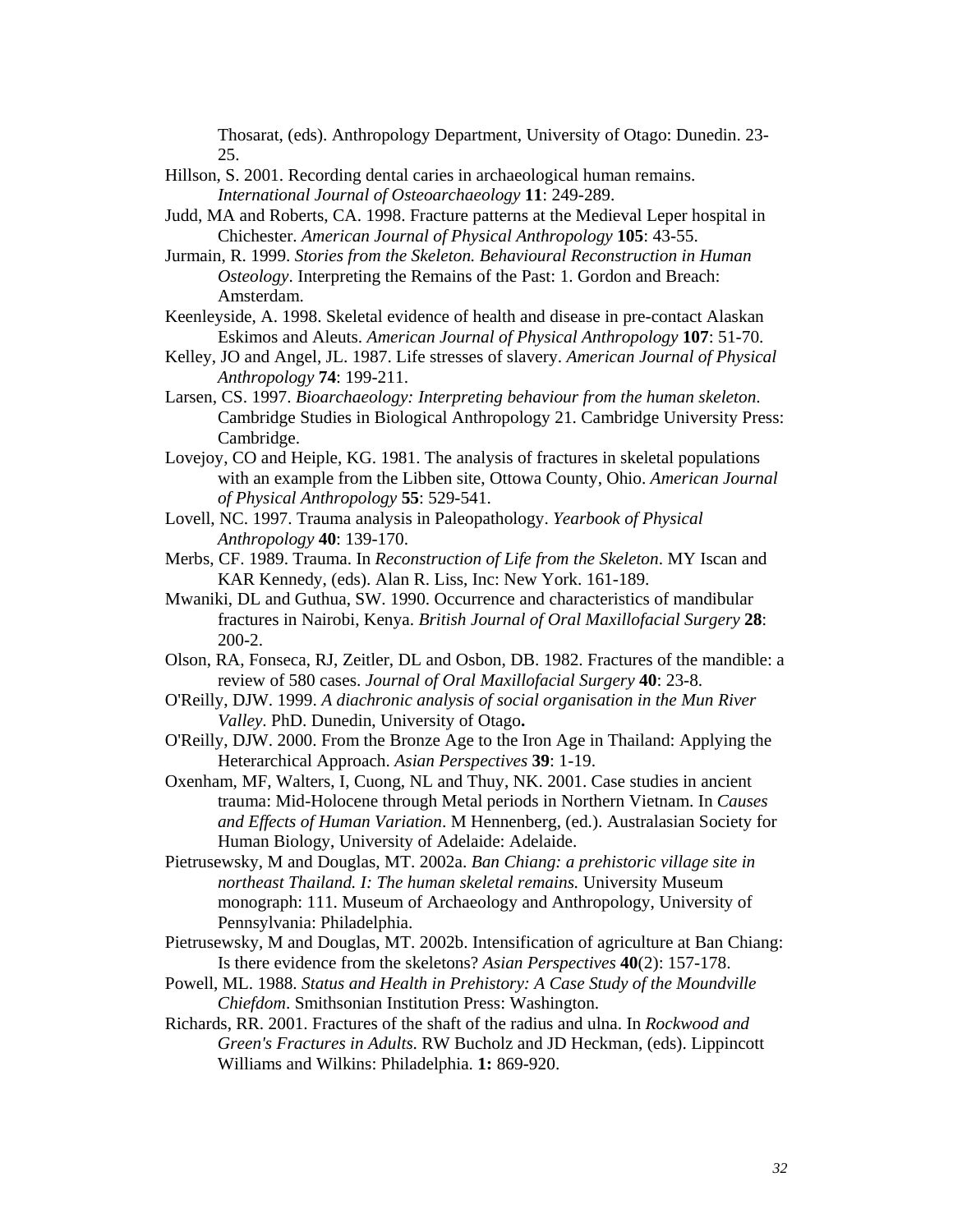Thosarat, (eds). Anthropology Department, University of Otago: Dunedin. 23-25.

Hillson, S. 2001. Recording dental caries in archaeological human remains. *International Journal of Osteoarchaeology* **11**: 249-289.

Judd, MA and Roberts, CA. 1998. Fracture patterns at the Medieval Leper hospital in Chichester. *American Journal of Physical Anthropology* **105**: 43-55.

Jurmain, R. 1999. *Stories from the Skeleton. Behavioural Reconstruction in Human Osteology*. Interpreting the Remains of the Past: 1. Gordon and Breach: Amsterdam.

Keenleyside, A. 1998. Skeletal evidence of health and disease in pre-contact Alaskan Eskimos and Aleuts. *American Journal of Physical Anthropology* **107**: 51-70.

Kelley, JO and Angel, JL. 1987. Life stresses of slavery. *American Journal of Physical Anthropology* **74**: 199-211.

Larsen, CS. 1997. *Bioarchaeology: Interpreting behaviour from the human skeleton*. Cambridge Studies in Biological Anthropology 21. Cambridge University Press: Cambridge.

Lovejoy, CO and Heiple, KG. 1981. The analysis of fractures in skeletal populations with an example from the Libben site, Ottowa County, Ohio. *American Journal of Physical Anthropology* **55**: 529-541.

Lovell, NC. 1997. Trauma analysis in Paleopathology. *Yearbook of Physical Anthropology* **40**: 139-170.

Merbs, CF. 1989. Trauma. In *Reconstruction of Life from the Skeleton*. MY Iscan and KAR Kennedy, (eds). Alan R. Liss, Inc: New York. 161-189.

Mwaniki, DL and Guthua, SW. 1990. Occurrence and characteristics of mandibular fractures in Nairobi, Kenya. *British Journal of Oral Maxillofacial Surgery* **28**: 200-2.

Olson, RA, Fonseca, RJ, Zeitler, DL and Osbon, DB. 1982. Fractures of the mandible: a review of 580 cases. *Journal of Oral Maxillofacial Surgery* **40**: 23-8.

O'Reilly, DJW. 1999. *A diachronic analysis of social organisation in the Mun River Valley*. PhD. Dunedin, University of Otago**.**

O'Reilly, DJW. 2000. From the Bronze Age to the Iron Age in Thailand: Applying the Heterarchical Approach. *Asian Perspectives* **39**: 1-19.

Oxenham, MF, Walters, I, Cuong, NL and Thuy, NK. 2001. Case studies in ancient trauma: Mid-Holocene through Metal periods in Northern Vietnam. In *Causes and Effects of Human Variation*. M Hennenberg, (ed.). Australasian Society for Human Biology, University of Adelaide: Adelaide.

Pietrusewsky, M and Douglas, MT. 2002a. *Ban Chiang: a prehistoric village site in northeast Thailand. I: The human skeletal remains.* University Museum monograph: 111. Museum of Archaeology and Anthropology, University of Pennsylvania: Philadelphia.

Pietrusewsky, M and Douglas, MT. 2002b. Intensification of agriculture at Ban Chiang: Is there evidence from the skeletons? *Asian Perspectives* **40**(2): 157-178.

Powell, ML. 1988. *Status and Health in Prehistory: A Case Study of the Moundville Chiefdom*. Smithsonian Institution Press: Washington.

Richards, RR. 2001. Fractures of the shaft of the radius and ulna. In *Rockwood and Green's Fractures in Adults.* RW Bucholz and JD Heckman, (eds). Lippincott Williams and Wilkins: Philadelphia. **1:** 869-920.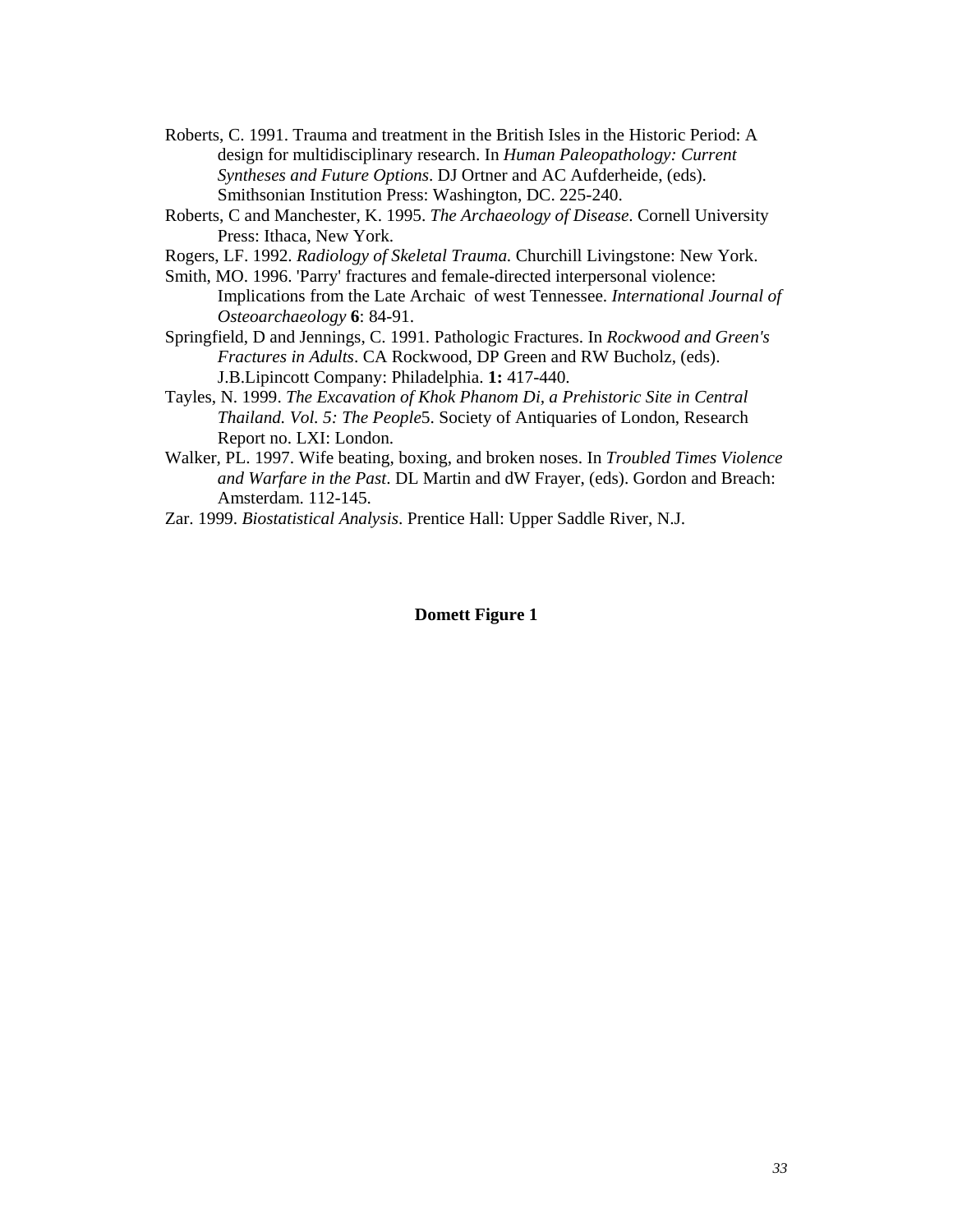Roberts, C. 1991. Trauma and treatment in the British Isles in the Historic Period: A design for multidisciplinary research. In *Human Paleopathology: Current Syntheses and Future Options*. DJ Ortner and AC Aufderheide, (eds). Smithsonian Institution Press: Washington, DC. 225-240.

Roberts, C and Manchester, K. 1995. *The Archaeology of Disease*. Cornell University Press: Ithaca, New York.

Rogers, LF. 1992. *Radiology of Skeletal Trauma.* Churchill Livingstone: New York.

Smith, MO. 1996. 'Parry' fractures and female-directed interpersonal violence: Implications from the Late Archaic of west Tennessee. *International Journal of Osteoarchaeology* **6**: 84-91.

Springfield, D and Jennings, C. 1991. Pathologic Fractures. In *Rockwood and Green's Fractures in Adults*. CA Rockwood, DP Green and RW Bucholz, (eds). J.B.Lipincott Company: Philadelphia. **1:** 417-440.

Tayles, N. 1999. *The Excavation of Khok Phanom Di, a Prehistoric Site in Central Thailand. Vol. 5: The People*5. Society of Antiquaries of London, Research Report no. LXI: London.

Walker, PL. 1997. Wife beating, boxing, and broken noses. In *Troubled Times Violence and Warfare in the Past*. DL Martin and dW Frayer, (eds). Gordon and Breach: Amsterdam. 112-145.

Zar. 1999. *Biostatistical Analysis*. Prentice Hall: Upper Saddle River, N.J.

**Domett Figure 1**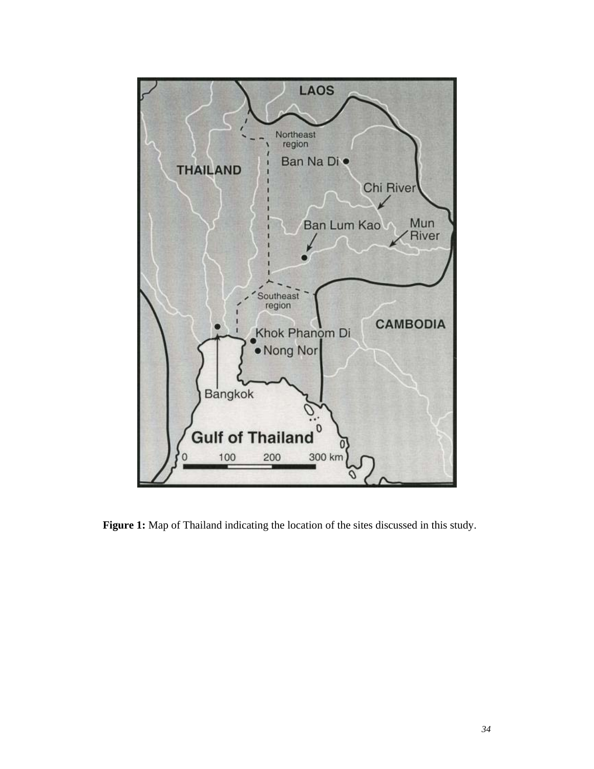**Figure 1:** Map of Thailand indicating the location of the sites discussed in this study.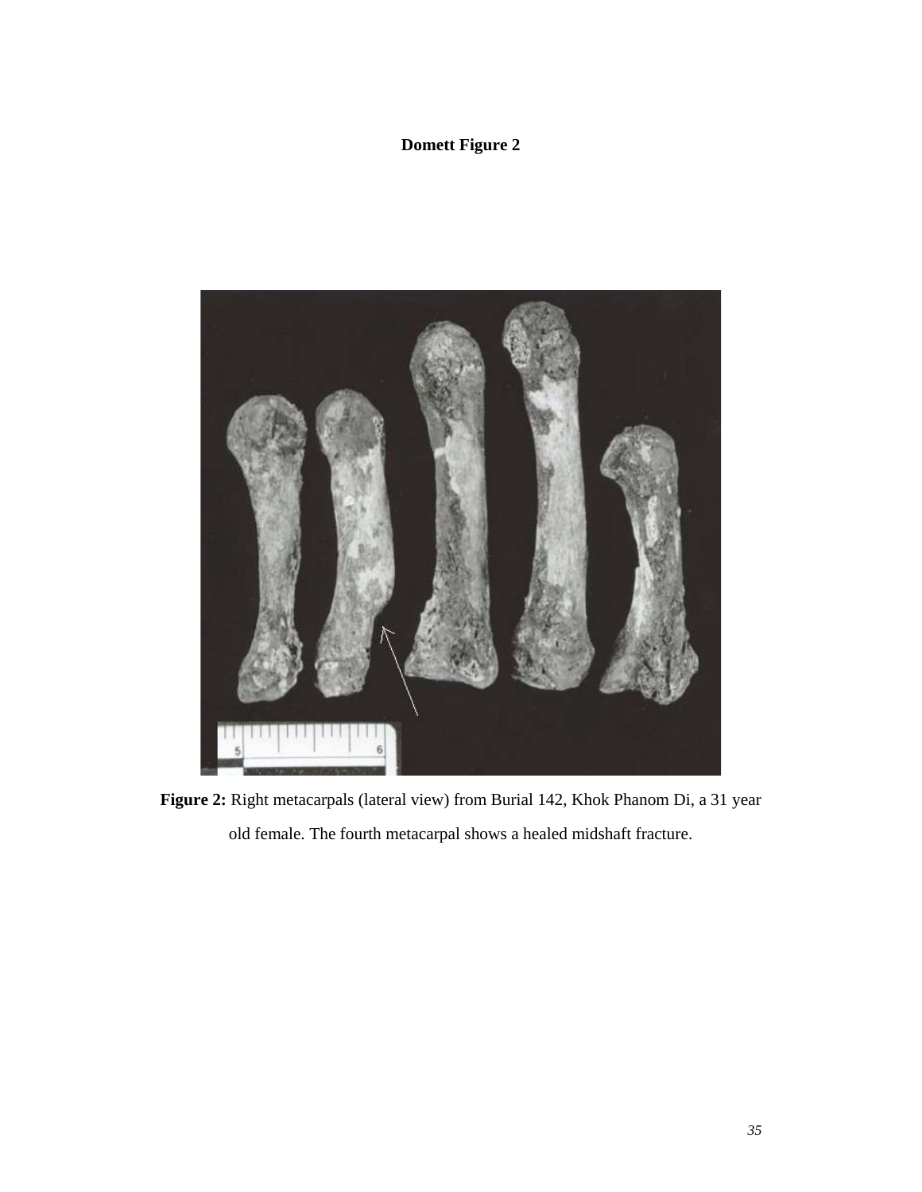**Domett Figure 2**

**Figure 2:** Right metacarpals (lateral view) from Burial 142, Khok Phanom Di, a 31 year old female. The fourth metacarpal shows a healed midshaft fracture.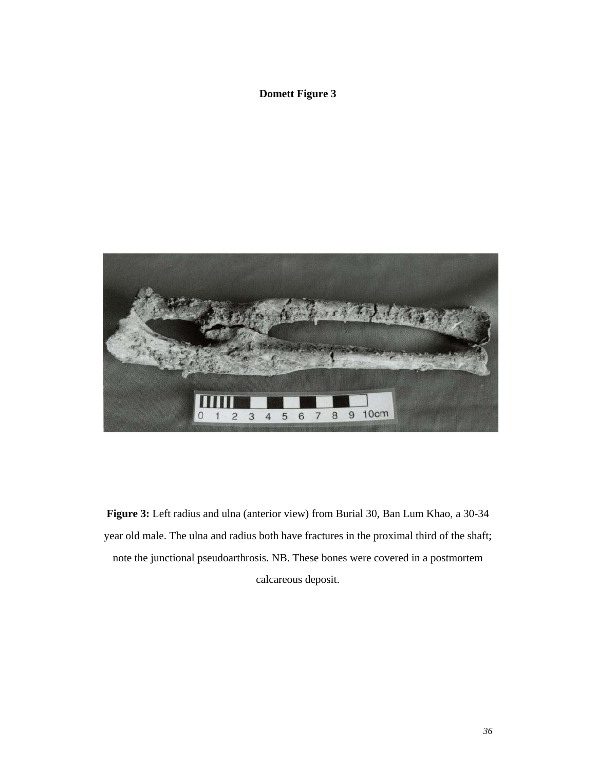**Domett Figure 3**

**Figure 3:** Left radius and ulna (anterior view) from Burial 30, Ban Lum Khao, a 30-34 year old male. The ulna and radius both have fractures in the proximal third of the shaft; note the junctional pseudoarthrosis. NB. These bones were covered in a postmortem calcareous deposit.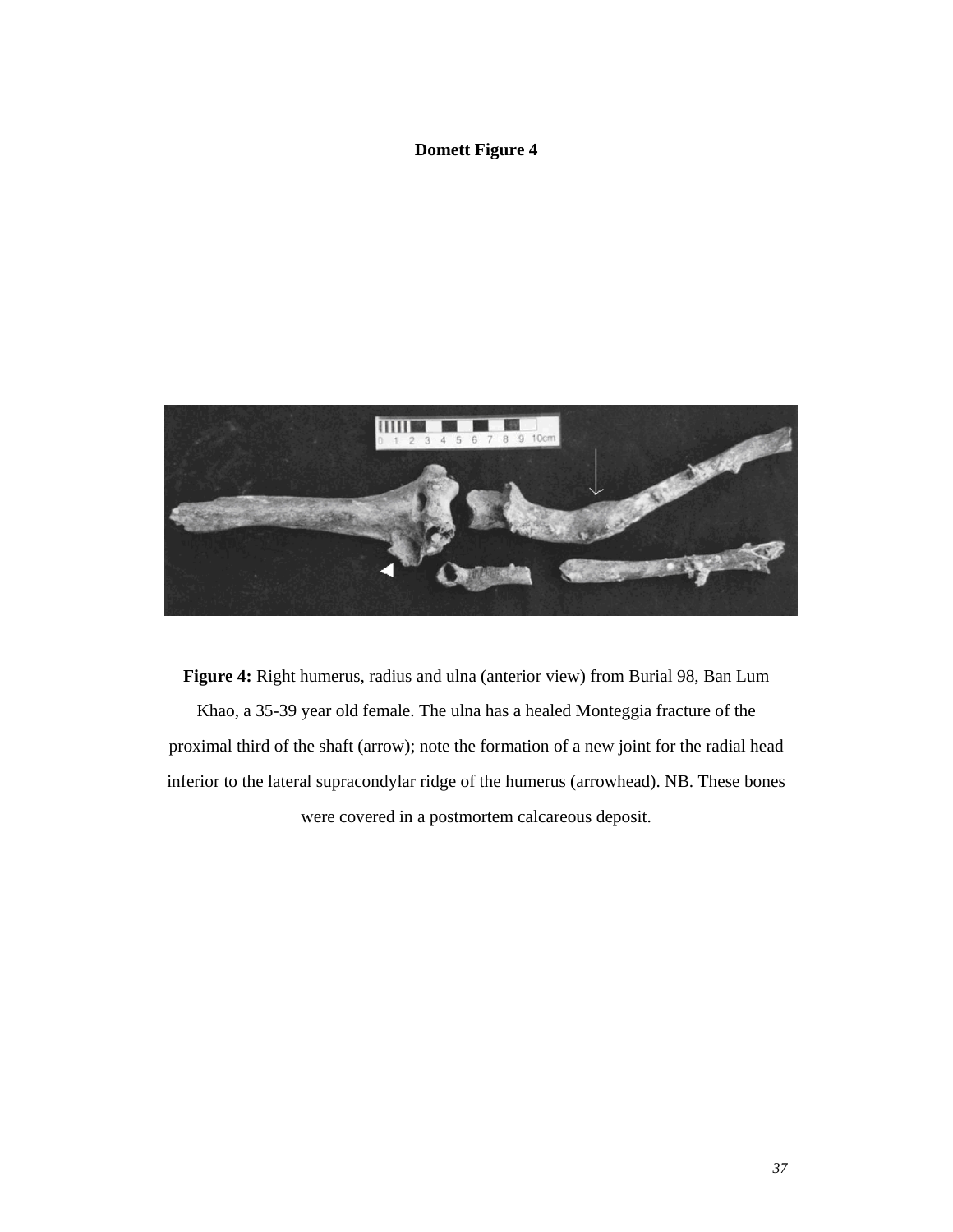**Domett Figure 4**

**Figure 4:** Right humerus, radius and ulna (anterior view) from Burial 98, Ban Lum Khao, a 35-39 year old female. The ulna has a healed Monteggia fracture of the proximal third of the shaft (arrow); note the formation of a new joint for the radial head inferior to the lateral supracondylar ridge of the humerus (arrowhead). NB. These bones were covered in a postmortem calcareous deposit.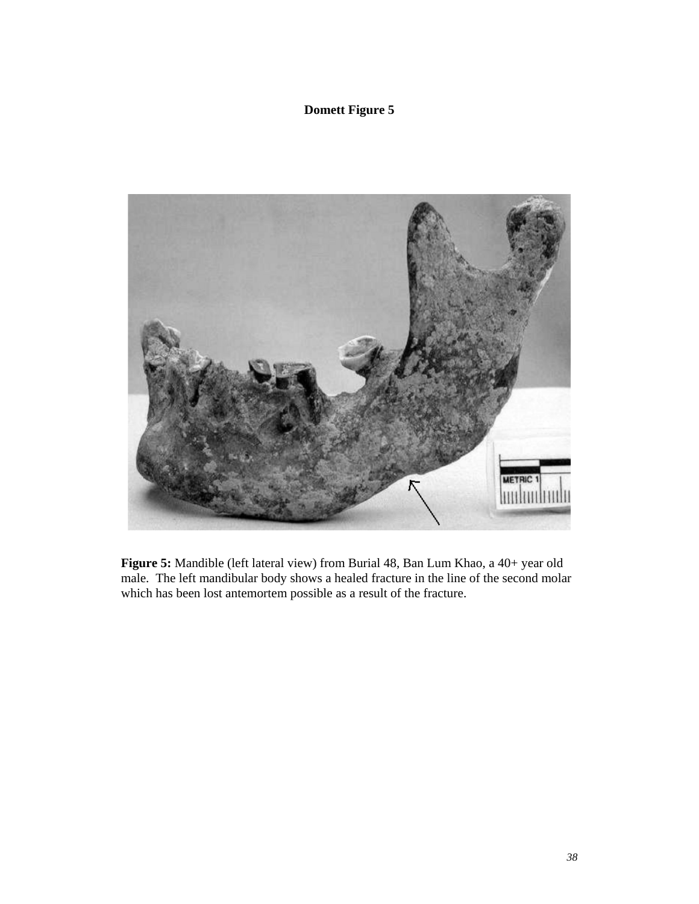**Domett Figure 5**

**Figure 5:** Mandible (left lateral view) from Burial 48, Ban Lum Khao, a 40+ year old male. The left mandibular body shows a healed fracture in the line of the second molar which has been lost antemortem possible as a result of the fracture.